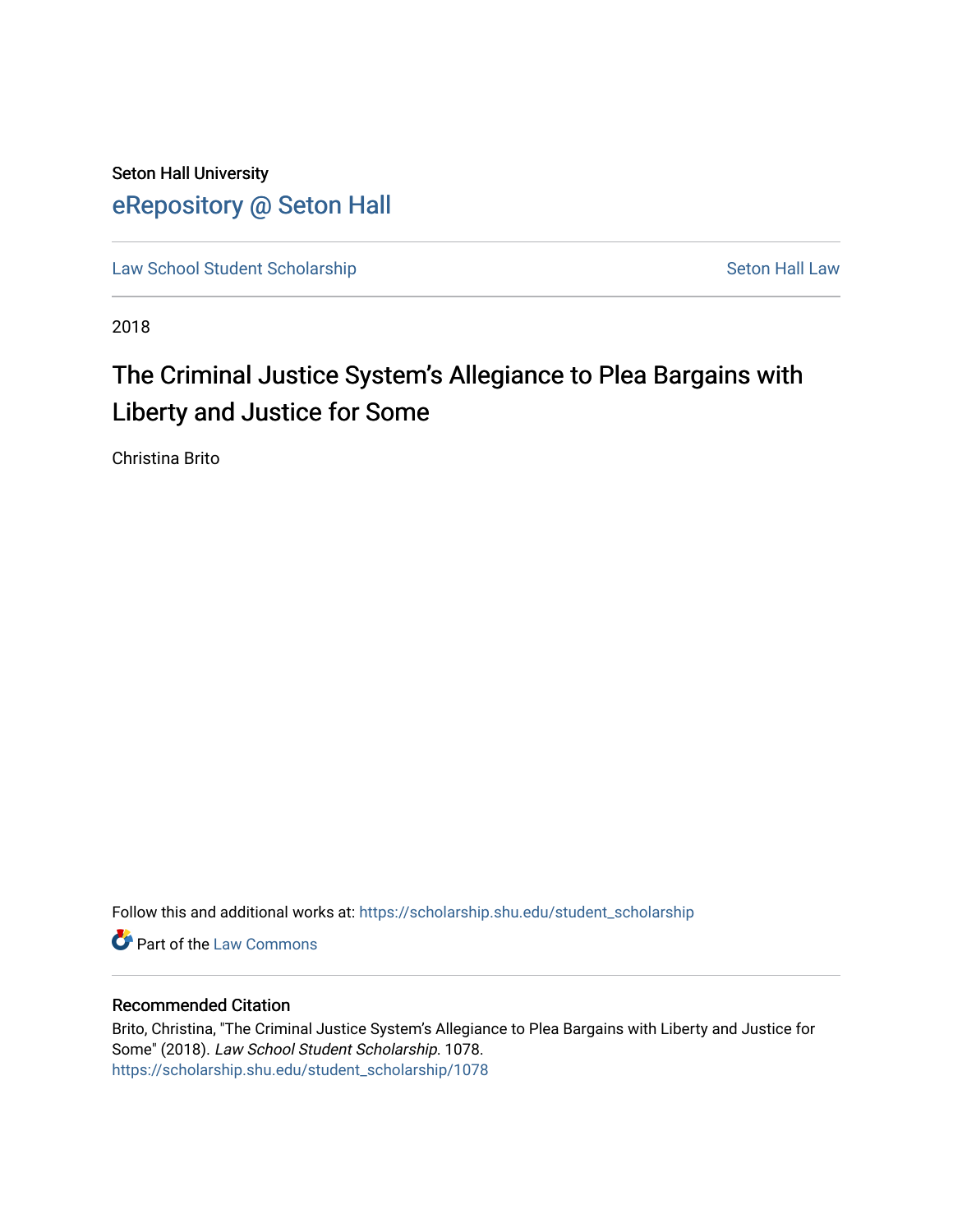Seton Hall University

# eRepository @ Seton Hall

Law School Student Scholarship | Seton Hall Law

2018

## The Criminal Justice System's Allegiance to Plea Bargains with Liberty and Justice for Some

Christina Brito

Follow this and additional works at: https://scholarship.shu.edu/student_scholarship

Part of the Law Commons

### Recommended Citation

Brito, Christina, "The Criminal Justice System's Allegiance to Plea Bargains with Liberty and Justice for Some" (2018). *Law School Student Scholarship*. 1078.
https://scholarship.shu.edu/student_scholarship/1078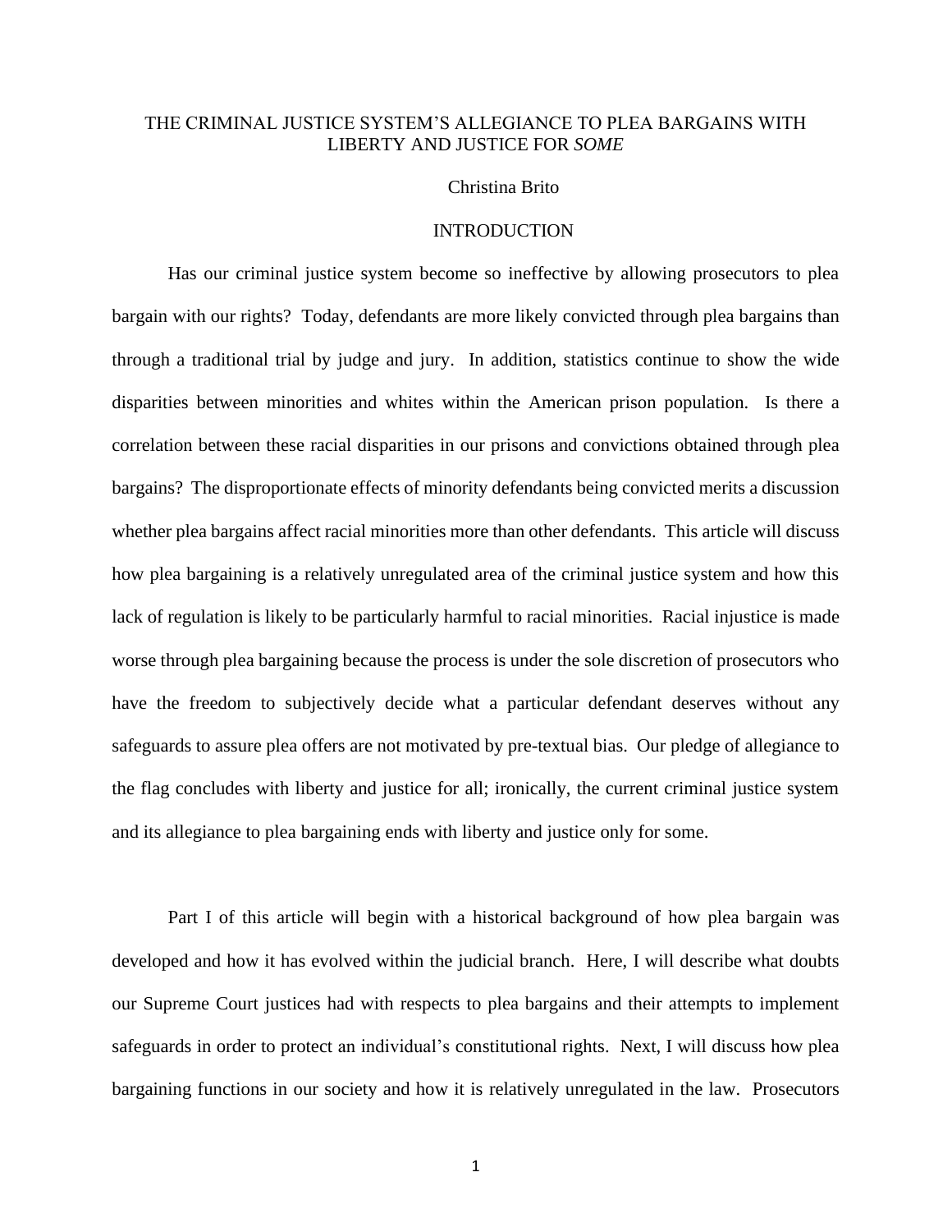# THE CRIMINAL JUSTICE SYSTEM'S ALLEGIANCE TO PLEA BARGAINS WITH LIBERTY AND JUSTICE FOR *SOME*

Christina Brito

## INTRODUCTION

Has our criminal justice system become so ineffective by allowing prosecutors to plea bargain with our rights? Today, defendants are more likely convicted through plea bargains than through a traditional trial by judge and jury. In addition, statistics continue to show the wide disparities between minorities and whites within the American prison population. Is there a correlation between these racial disparities in our prisons and convictions obtained through plea bargains? The disproportionate effects of minority defendants being convicted merits a discussion whether plea bargains affect racial minorities more than other defendants. This article will discuss how plea bargaining is a relatively unregulated area of the criminal justice system and how this lack of regulation is likely to be particularly harmful to racial minorities. Racial injustice is made worse through plea bargaining because the process is under the sole discretion of prosecutors who have the freedom to subjectively decide what a particular defendant deserves without any safeguards to assure plea offers are not motivated by pre-textual bias. Our pledge of allegiance to the flag concludes with liberty and justice for all; ironically, the current criminal justice system and its allegiance to plea bargaining ends with liberty and justice only for some.

Part I of this article will begin with a historical background of how plea bargain was developed and how it has evolved within the judicial branch. Here, I will describe what doubts our Supreme Court justices had with respects to plea bargains and their attempts to implement safeguards in order to protect an individual's constitutional rights. Next, I will discuss how plea bargaining functions in our society and how it is relatively unregulated in the law. Prosecutors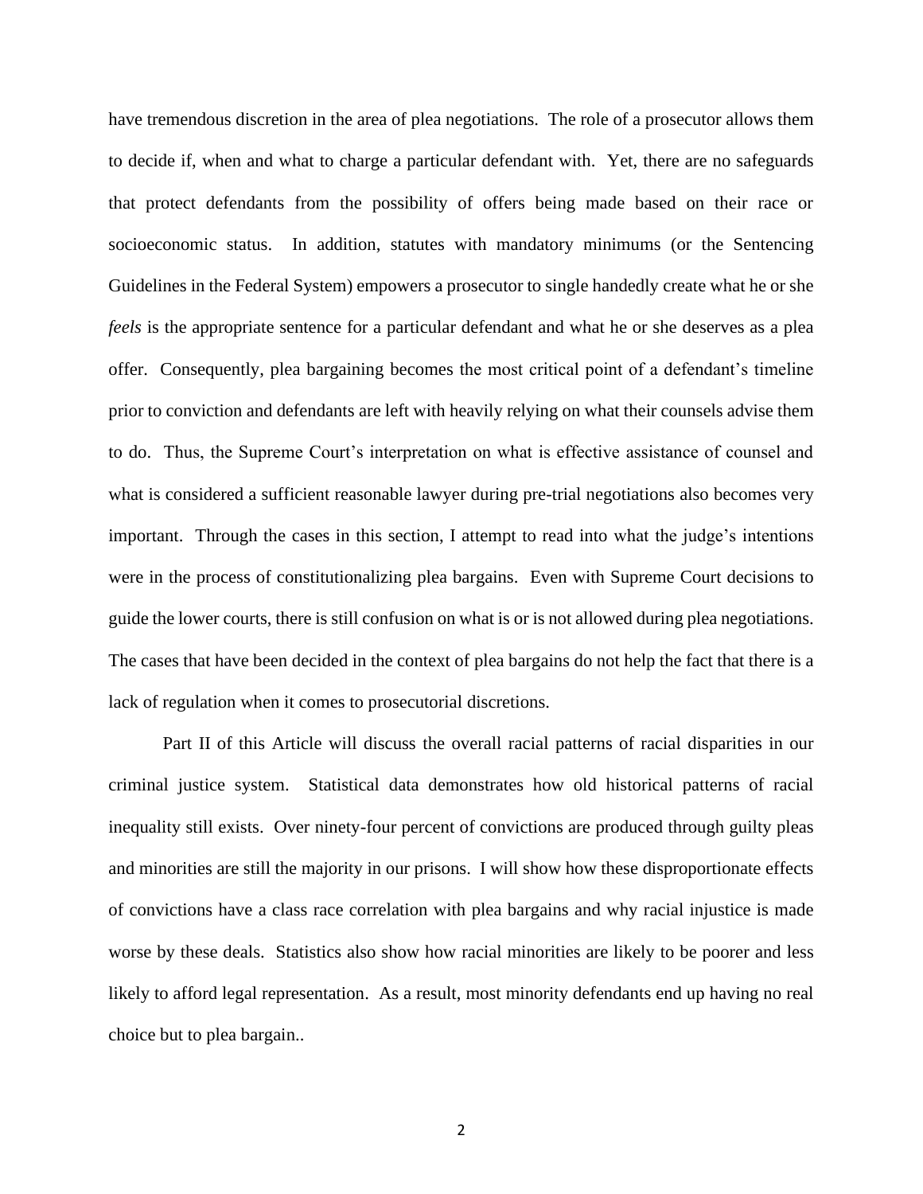have tremendous discretion in the area of plea negotiations. The role of a prosecutor allows them to decide if, when and what to charge a particular defendant with. Yet, there are no safeguards that protect defendants from the possibility of offers being made based on their race or socioeconomic status. In addition, statutes with mandatory minimums (or the Sentencing Guidelines in the Federal System) empowers a prosecutor to single handedly create what he or she *feels* is the appropriate sentence for a particular defendant and what he or she deserves as a plea offer. Consequently, plea bargaining becomes the most critical point of a defendant's timeline prior to conviction and defendants are left with heavily relying on what their counsels advise them to do. Thus, the Supreme Court's interpretation on what is effective assistance of counsel and what is considered a sufficient reasonable lawyer during pre-trial negotiations also becomes very important. Through the cases in this section, I attempt to read into what the judge's intentions were in the process of constitutionalizing plea bargains. Even with Supreme Court decisions to guide the lower courts, there is still confusion on what is or is not allowed during plea negotiations. The cases that have been decided in the context of plea bargains do not help the fact that there is a lack of regulation when it comes to prosecutorial discretions.

Part II of this Article will discuss the overall racial patterns of racial disparities in our criminal justice system. Statistical data demonstrates how old historical patterns of racial inequality still exists. Over ninety-four percent of convictions are produced through guilty pleas and minorities are still the majority in our prisons. I will show how these disproportionate effects of convictions have a class race correlation with plea bargains and why racial injustice is made worse by these deals. Statistics also show how racial minorities are likely to be poorer and less likely to afford legal representation. As a result, most minority defendants end up having no real choice but to plea bargain..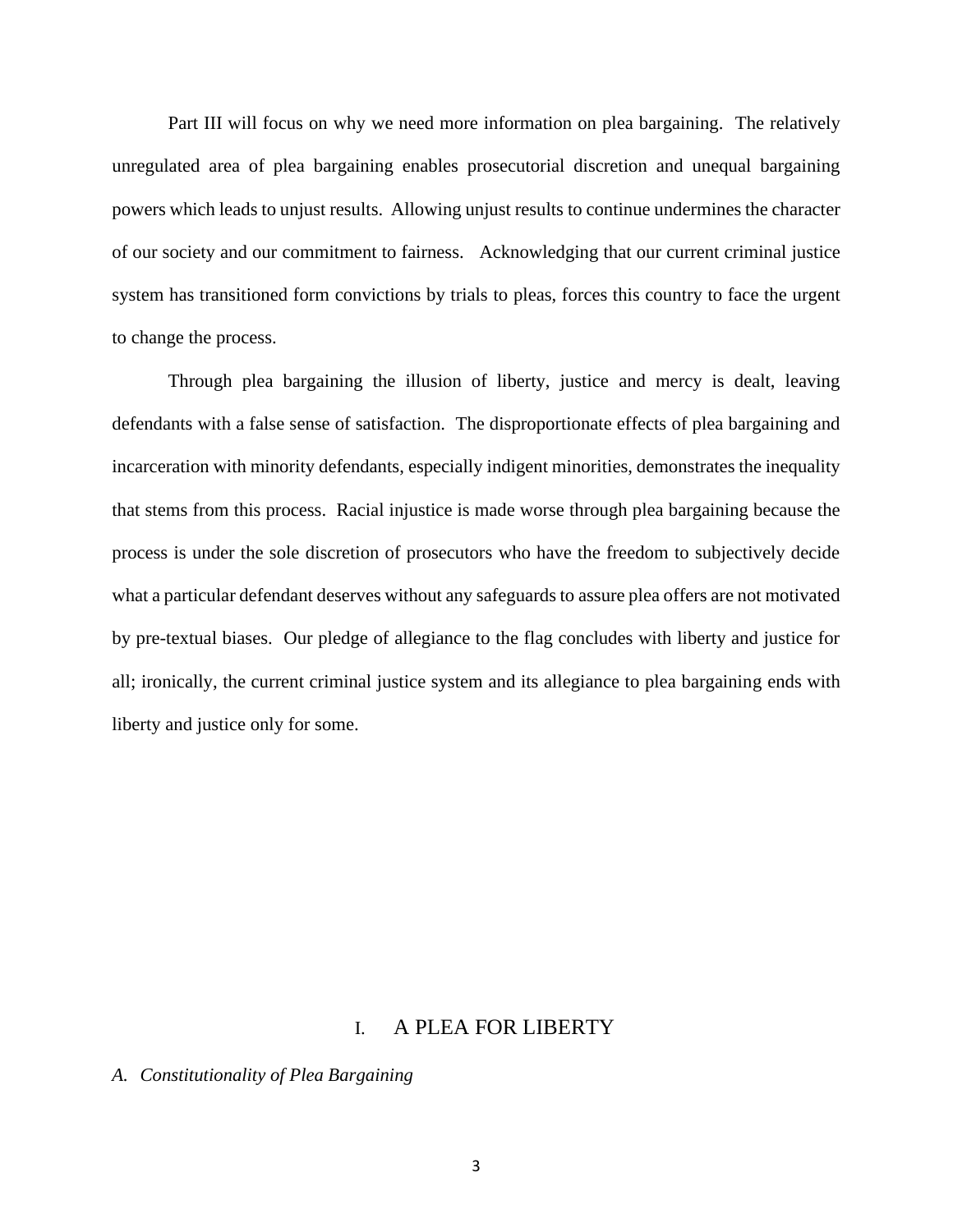Part III will focus on why we need more information on plea bargaining. The relatively unregulated area of plea bargaining enables prosecutorial discretion and unequal bargaining powers which leads to unjust results. Allowing unjust results to continue undermines the character of our society and our commitment to fairness. Acknowledging that our current criminal justice system has transitioned form convictions by trials to pleas, forces this country to face the urgent to change the process.

Through plea bargaining the illusion of liberty, justice and mercy is dealt, leaving defendants with a false sense of satisfaction. The disproportionate effects of plea bargaining and incarceration with minority defendants, especially indigent minorities, demonstrates the inequality that stems from this process. Racial injustice is made worse through plea bargaining because the process is under the sole discretion of prosecutors who have the freedom to subjectively decide what a particular defendant deserves without any safeguards to assure plea offers are not motivated by pre-textual biases. Our pledge of allegiance to the flag concludes with liberty and justice for all; ironically, the current criminal justice system and its allegiance to plea bargaining ends with liberty and justice only for some.

# I. A PLEA FOR LIBERTY

### *A. Constitutionality of Plea Bargaining*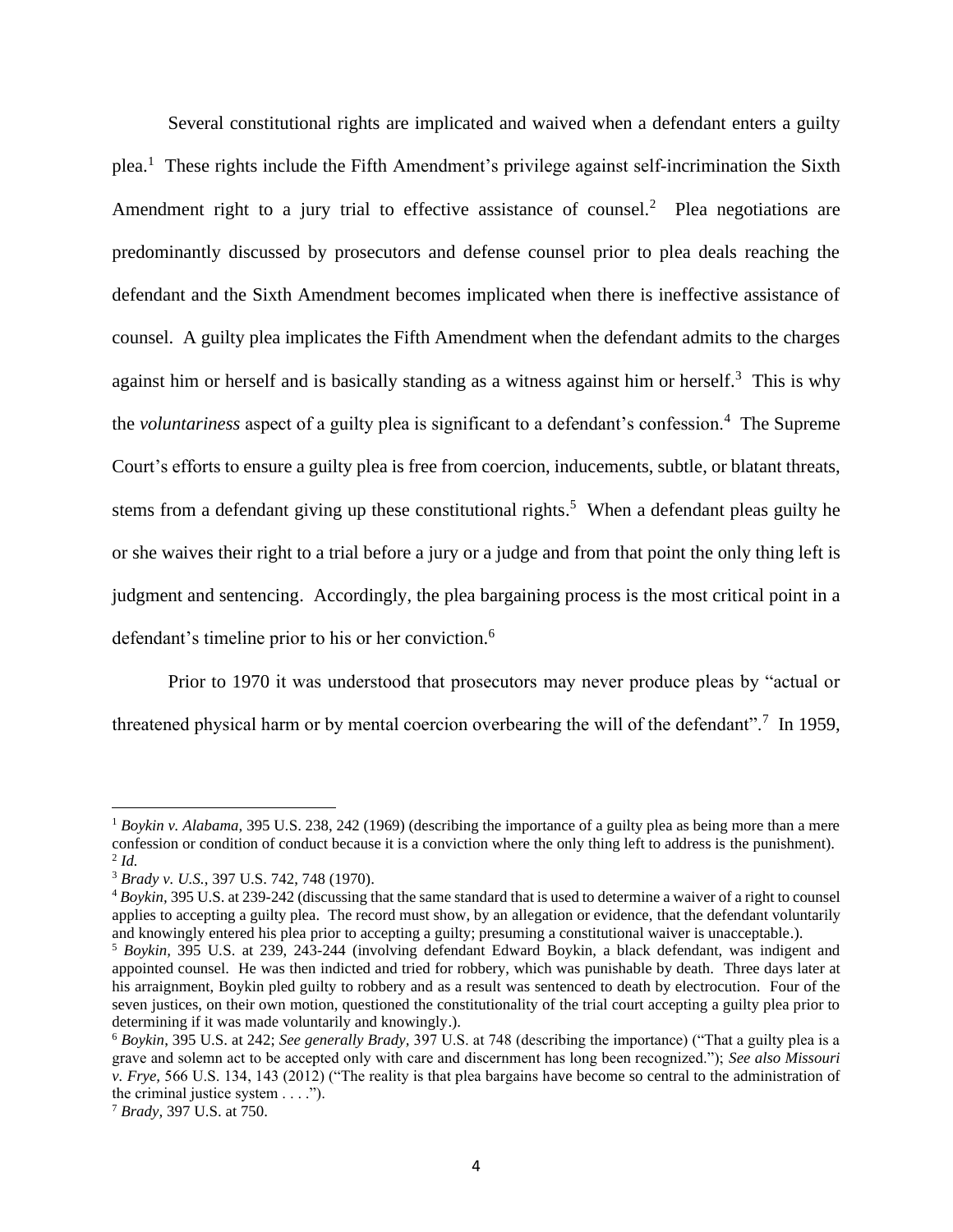Several constitutional rights are implicated and waived when a defendant enters a guilty plea.[1] These rights include the Fifth Amendment's privilege against self-incrimination the Sixth Amendment right to a jury trial to effective assistance of counsel.[2] Plea negotiations are predominantly discussed by prosecutors and defense counsel prior to plea deals reaching the defendant and the Sixth Amendment becomes implicated when there is ineffective assistance of counsel. A guilty plea implicates the Fifth Amendment when the defendant admits to the charges against him or herself and is basically standing as a witness against him or herself.[3] This is why the *voluntariness* aspect of a guilty plea is significant to a defendant's confession.[4] The Supreme Court's efforts to ensure a guilty plea is free from coercion, inducements, subtle, or blatant threats, stems from a defendant giving up these constitutional rights.[5] When a defendant pleas guilty he or she waives their right to a trial before a jury or a judge and from that point the only thing left is judgment and sentencing. Accordingly, the plea bargaining process is the most critical point in a defendant's timeline prior to his or her conviction.[6]

Prior to 1970 it was understood that prosecutors may never produce pleas by "actual or threatened physical harm or by mental coercion overbearing the will of the defendant".[7] In 1959,

---

[1] *Boykin v. Alabama*, 395 U.S. 238, 242 (1969) (describing the importance of a guilty plea as being more than a mere confession or condition of conduct because it is a conviction where the only thing left to address is the punishment).

[2] *Id.*

[3] *Brady v. U.S.*, 397 U.S. 742, 748 (1970).

[4] *Boykin*, 395 U.S. at 239-242 (discussing that the same standard that is used to determine a waiver of a right to counsel applies to accepting a guilty plea. The record must show, by an allegation or evidence, that the defendant voluntarily and knowingly entered his plea prior to accepting a guilty; presuming a constitutional waiver is unacceptable.).

[5] *Boykin*, 395 U.S. at 239, 243-244 (involving defendant Edward Boykin, a black defendant, was indigent and appointed counsel. He was then indicted and tried for robbery, which was punishable by death. Three days later at his arraignment, Boykin pled guilty to robbery and as a result was sentenced to death by electrocution. Four of the seven justices, on their own motion, questioned the constitutionality of the trial court accepting a guilty plea prior to determining if it was made voluntarily and knowingly.).

[6] *Boykin*, 395 U.S. at 242; *See generally Brady*, 397 U.S. at 748 (describing the importance) ("That a guilty plea is a grave and solemn act to be accepted only with care and discernment has long been recognized."); *See also Missouri v. Frye*, 566 U.S. 134, 143 (2012) ("The reality is that plea bargains have become so central to the administration of the criminal justice system . . . .").

[7] *Brady*, 397 U.S. at 750.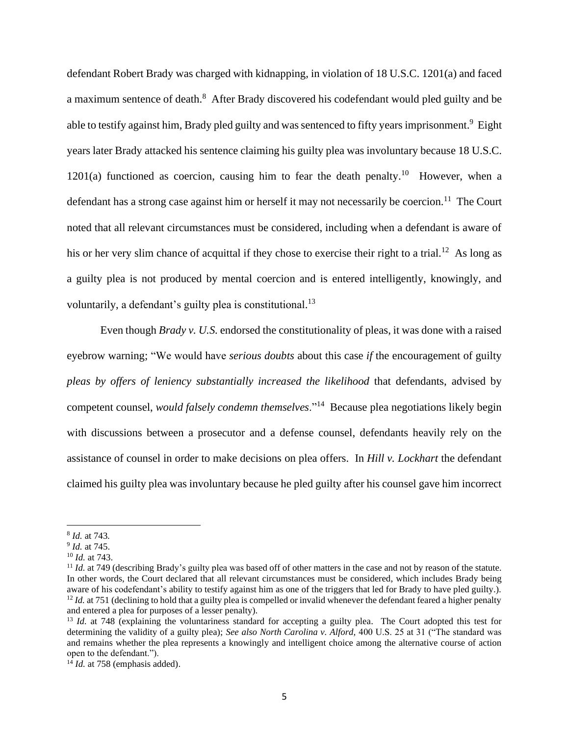defendant Robert Brady was charged with kidnapping, in violation of 18 U.S.C. 1201(a) and faced a maximum sentence of death.[8] After Brady discovered his codefendant would pled guilty and be able to testify against him, Brady pled guilty and was sentenced to fifty years imprisonment.[9] Eight years later Brady attacked his sentence claiming his guilty plea was involuntary because 18 U.S.C. 1201(a) functioned as coercion, causing him to fear the death penalty.[10] However, when a defendant has a strong case against him or herself it may not necessarily be coercion.[11] The Court noted that all relevant circumstances must be considered, including when a defendant is aware of his or her very slim chance of acquittal if they chose to exercise their right to a trial.[12] As long as a guilty plea is not produced by mental coercion and is entered intelligently, knowingly, and voluntarily, a defendant's guilty plea is constitutional.[13]

Even though *Brady v. U.S.* endorsed the constitutionality of pleas, it was done with a raised eyebrow warning; "We would have *serious doubts* about this case *if* the encouragement of guilty *pleas by offers of leniency substantially increased the likelihood* that defendants, advised by competent counsel, *would falsely condemn themselves*."[14] Because plea negotiations likely begin with discussions between a prosecutor and a defense counsel, defendants heavily rely on the assistance of counsel in order to make decisions on plea offers. In *Hill v. Lockhart* the defendant claimed his guilty plea was involuntary because he pled guilty after his counsel gave him incorrect

---

[8] *Id.* at 743.

[9] *Id.* at 745.

[10] *Id.* at 743.

[11] *Id.* at 749 (describing Brady's guilty plea was based off of other matters in the case and not by reason of the statute. In other words, the Court declared that all relevant circumstances must be considered, which includes Brady being aware of his codefendant's ability to testify against him as one of the triggers that led for Brady to have pled guilty.).

[12] *Id.* at 751 (declining to hold that a guilty plea is compelled or invalid whenever the defendant feared a higher penalty and entered a plea for purposes of a lesser penalty).

[13] *Id.* at 748 (explaining the voluntariness standard for accepting a guilty plea. The Court adopted this test for determining the validity of a guilty plea); *See also North Carolina v. Alford,* 400 U.S. 25 at 31 ("The standard was and remains whether the plea represents a knowingly and intelligent choice among the alternative course of action open to the defendant.").

[14] *Id.* at 758 (emphasis added).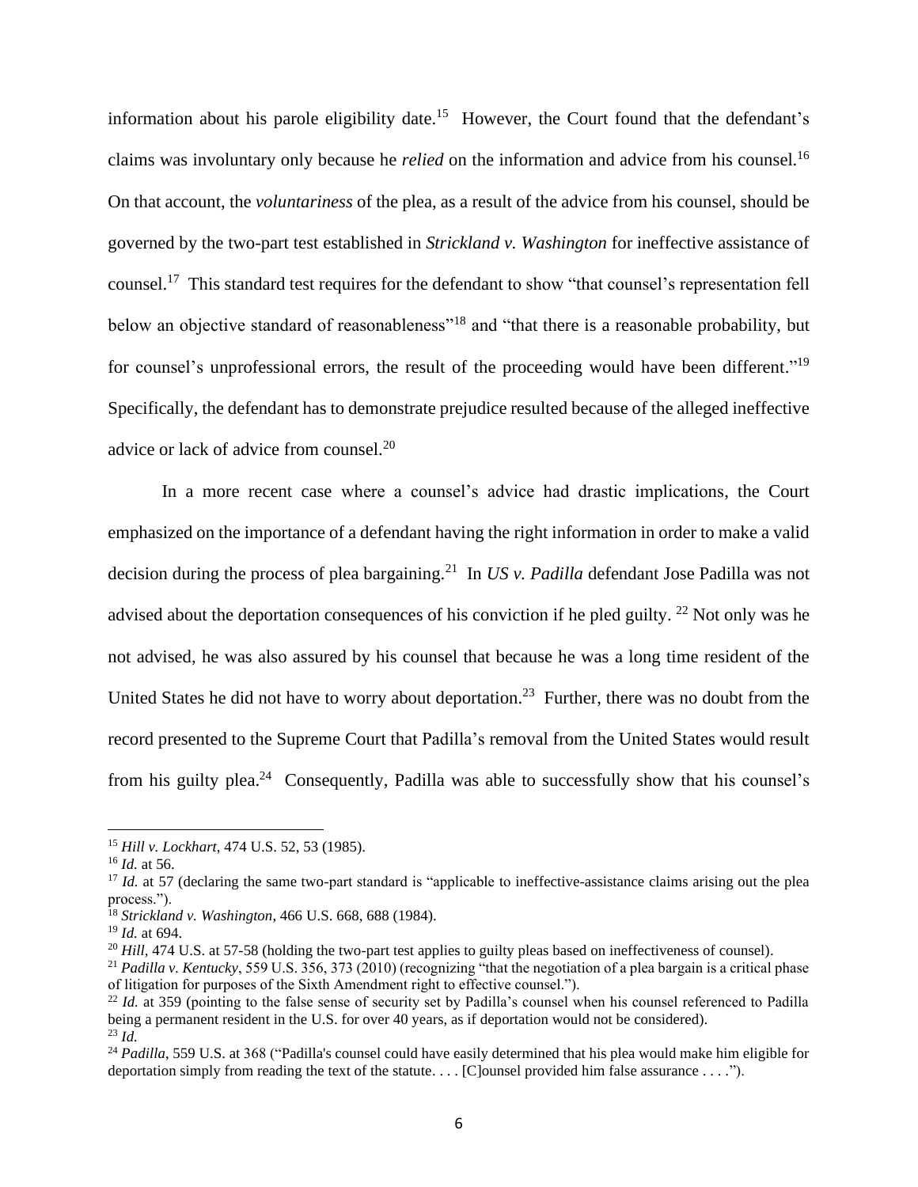information about his parole eligibility date.[15] However, the Court found that the defendant's claims was involuntary only because he *relied* on the information and advice from his counsel.[16] On that account, the *voluntariness* of the plea, as a result of the advice from his counsel, should be governed by the two-part test established in *Strickland v. Washington* for ineffective assistance of counsel.[17] This standard test requires for the defendant to show "that counsel's representation fell below an objective standard of reasonableness"[18] and "that there is a reasonable probability, but for counsel's unprofessional errors, the result of the proceeding would have been different."[19] Specifically, the defendant has to demonstrate prejudice resulted because of the alleged ineffective advice or lack of advice from counsel.[20]

In a more recent case where a counsel's advice had drastic implications, the Court emphasized on the importance of a defendant having the right information in order to make a valid decision during the process of plea bargaining.[21] In *US v. Padilla* defendant Jose Padilla was not advised about the deportation consequences of his conviction if he pled guilty.[22] Not only was he not advised, he was also assured by his counsel that because he was a long time resident of the United States he did not have to worry about deportation.[23] Further, there was no doubt from the record presented to the Supreme Court that Padilla's removal from the United States would result from his guilty plea.[24] Consequently, Padilla was able to successfully show that his counsel's

---

[15] *Hill v. Lockhart*, 474 U.S. 52, 53 (1985).

[16] *Id.* at 56.

[17] *Id.* at 57 (declaring the same two-part standard is "applicable to ineffective-assistance claims arising out the plea process.").

[18] *Strickland v. Washington*, 466 U.S. 668, 688 (1984).

[19] *Id.* at 694.

[20] *Hill*, 474 U.S. at 57-58 (holding the two-part test applies to guilty pleas based on ineffectiveness of counsel).

[21] *Padilla v. Kentucky*, 559 U.S. 356, 373 (2010) (recognizing "that the negotiation of a plea bargain is a critical phase of litigation for purposes of the Sixth Amendment right to effective counsel.").

[22] *Id.* at 359 (pointing to the false sense of security set by Padilla's counsel when his counsel referenced to Padilla being a permanent resident in the U.S. for over 40 years, as if deportation would not be considered).

[23] *Id.*

[24] *Padilla*, 559 U.S. at 368 ("Padilla's counsel could have easily determined that his plea would make him eligible for deportation simply from reading the text of the statute. . . . [C]ounsel provided him false assurance . . . .").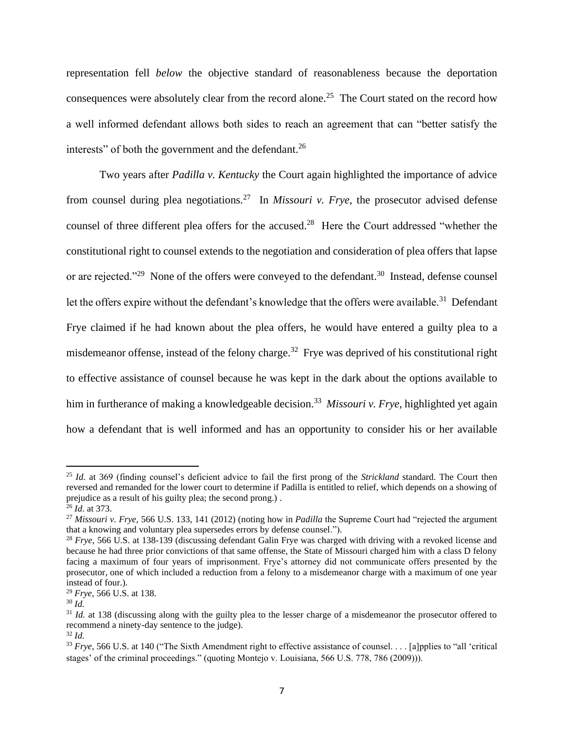representation fell *below* the objective standard of reasonableness because the deportation consequences were absolutely clear from the record alone.[25] The Court stated on the record how a well informed defendant allows both sides to reach an agreement that can "better satisfy the interests" of both the government and the defendant.[26]

Two years after *Padilla v. Kentucky* the Court again highlighted the importance of advice from counsel during plea negotiations.[27] In *Missouri v. Frye*, the prosecutor advised defense counsel of three different plea offers for the accused.[28] Here the Court addressed "whether the constitutional right to counsel extends to the negotiation and consideration of plea offers that lapse or are rejected."[29] None of the offers were conveyed to the defendant.[30] Instead, defense counsel let the offers expire without the defendant's knowledge that the offers were available.[31] Defendant Frye claimed if he had known about the plea offers, he would have entered a guilty plea to a misdemeanor offense, instead of the felony charge.[32] Frye was deprived of his constitutional right to effective assistance of counsel because he was kept in the dark about the options available to him in furtherance of making a knowledgeable decision.[33] *Missouri v. Frye*, highlighted yet again how a defendant that is well informed and has an opportunity to consider his or her available

---

[25] *Id.* at 369 (finding counsel's deficient advice to fail the first prong of the *Strickland* standard. The Court then reversed and remanded for the lower court to determine if Padilla is entitled to relief, which depends on a showing of prejudice as a result of his guilty plea; the second prong.) .

[26] *Id*. at 373.

[27] *Missouri v. Frye*, 566 U.S. 133, 141 (2012) (noting how in *Padilla* the Supreme Court had "rejected the argument that a knowing and voluntary plea supersedes errors by defense counsel.").

[28] *Frye*, 566 U.S. at 138-139 (discussing defendant Galin Frye was charged with driving with a revoked license and because he had three prior convictions of that same offense, the State of Missouri charged him with a class D felony facing a maximum of four years of imprisonment. Frye's attorney did not communicate offers presented by the prosecutor, one of which included a reduction from a felony to a misdemeanor charge with a maximum of one year instead of four.).

[29] *Frye*, 566 U.S. at 138.

[30] *Id.*

[31] *Id.* at 138 (discussing along with the guilty plea to the lesser charge of a misdemeanor the prosecutor offered to recommend a ninety-day sentence to the judge).

[32] *Id.*

[33] *Frye*, 566 U.S. at 140 ("The Sixth Amendment right to effective assistance of counsel. . . . [a]pplies to "all 'critical stages' of the criminal proceedings." (quoting Montejo v. Louisiana, 566 U.S. 778, 786 (2009))).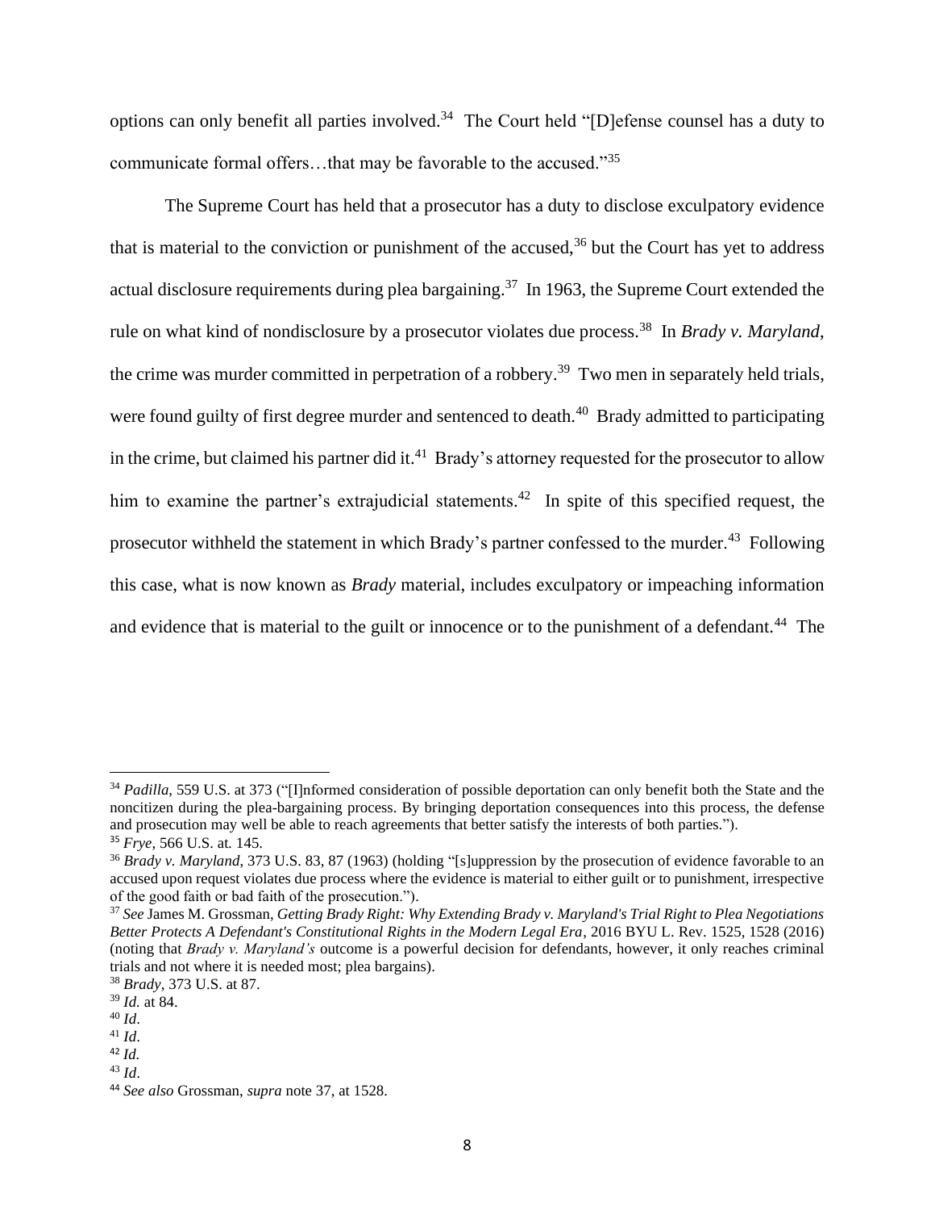options can only benefit all parties involved.[34] The Court held "[D]efense counsel has a duty to communicate formal offers…that may be favorable to the accused."[35]

The Supreme Court has held that a prosecutor has a duty to disclose exculpatory evidence that is material to the conviction or punishment of the accused,[36] but the Court has yet to address actual disclosure requirements during plea bargaining.[37] In 1963, the Supreme Court extended the rule on what kind of nondisclosure by a prosecutor violates due process.[38] In *Brady v. Maryland*, the crime was murder committed in perpetration of a robbery.[39] Two men in separately held trials, were found guilty of first degree murder and sentenced to death.[40] Brady admitted to participating in the crime, but claimed his partner did it.[41] Brady's attorney requested for the prosecutor to allow him to examine the partner's extrajudicial statements.[42] In spite of this specified request, the prosecutor withheld the statement in which Brady's partner confessed to the murder.[43] Following this case, what is now known as *Brady* material, includes exculpatory or impeaching information and evidence that is material to the guilt or innocence or to the punishment of a defendant.[44] The

---

[34] *Padilla*, 559 U.S. at 373 ("[I]nformed consideration of possible deportation can only benefit both the State and the noncitizen during the plea-bargaining process. By bringing deportation consequences into this process, the defense and prosecution may well be able to reach agreements that better satisfy the interests of both parties.").

[35] *Frye*, 566 U.S. at 145.

[36] *Brady v. Maryland*, 373 U.S. 83, 87 (1963) (holding "[s]uppression by the prosecution of evidence favorable to an accused upon request violates due process where the evidence is material to either guilt or to punishment, irrespective of the good faith or bad faith of the prosecution.").

[37] *See* James M. Grossman, *Getting Brady Right: Why Extending Brady v. Maryland's Trial Right to Plea Negotiations Better Protects A Defendant's Constitutional Rights in the Modern Legal Era*, 2016 BYU L. Rev. 1525, 1528 (2016) (noting that *Brady v. Maryland's* outcome is a powerful decision for defendants, however, it only reaches criminal trials and not where it is needed most; plea bargains).

[38] *Brady*, 373 U.S. at 87.

[39] *Id.* at 84.

[40] *Id*.

[41] *Id*.

[42] *Id.*

[43] *Id*.

[44] *See also* Grossman, *supra* note 37, at 1528.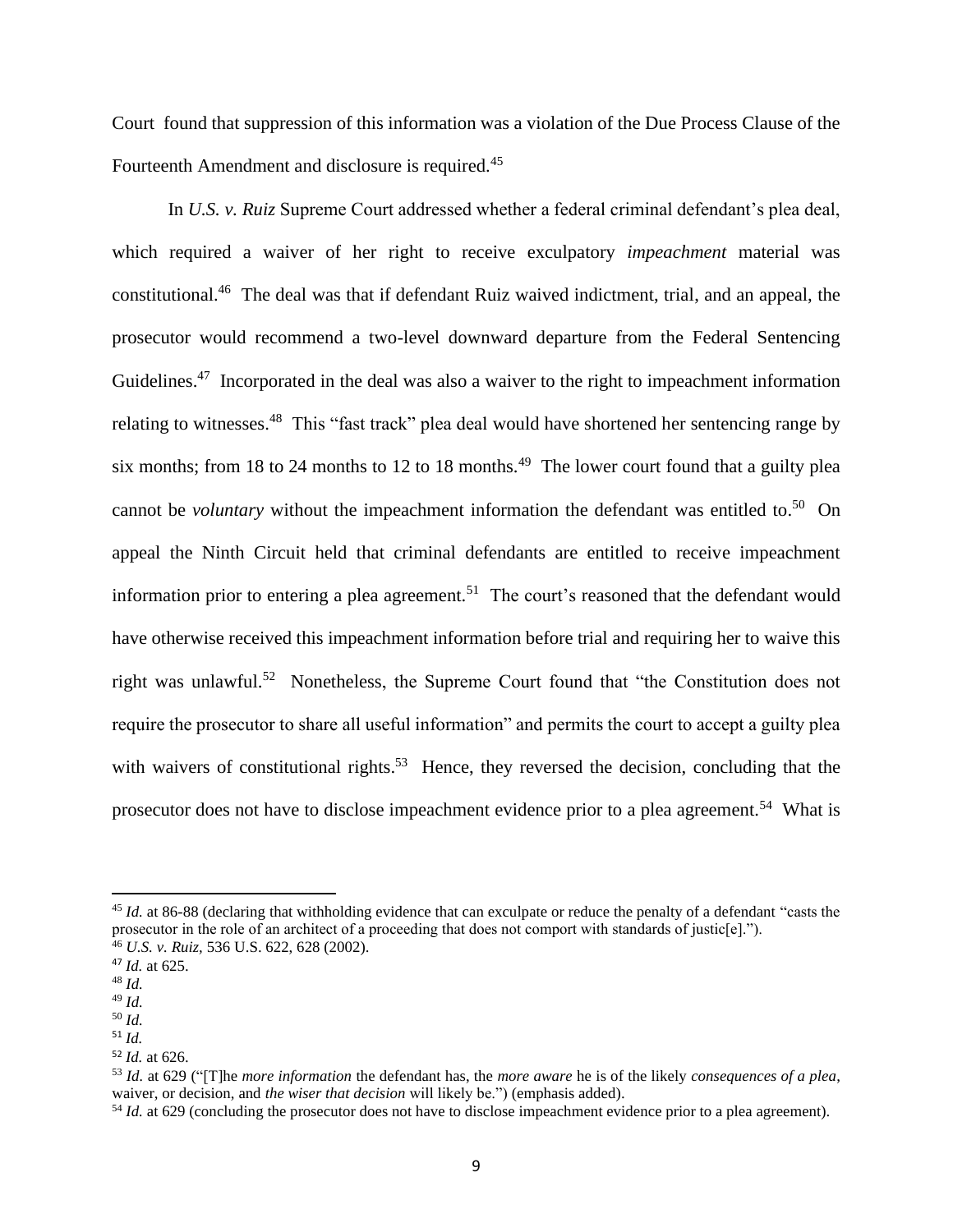Court found that suppression of this information was a violation of the Due Process Clause of the Fourteenth Amendment and disclosure is required.[45]

In *U.S. v. Ruiz* Supreme Court addressed whether a federal criminal defendant's plea deal, which required a waiver of her right to receive exculpatory *impeachment* material was constitutional.[46] The deal was that if defendant Ruiz waived indictment, trial, and an appeal, the prosecutor would recommend a two-level downward departure from the Federal Sentencing Guidelines.[47] Incorporated in the deal was also a waiver to the right to impeachment information relating to witnesses.[48] This "fast track" plea deal would have shortened her sentencing range by six months; from 18 to 24 months to 12 to 18 months.[49] The lower court found that a guilty plea cannot be *voluntary* without the impeachment information the defendant was entitled to.[50] On appeal the Ninth Circuit held that criminal defendants are entitled to receive impeachment information prior to entering a plea agreement.[51] The court's reasoned that the defendant would have otherwise received this impeachment information before trial and requiring her to waive this right was unlawful.[52] Nonetheless, the Supreme Court found that "the Constitution does not require the prosecutor to share all useful information" and permits the court to accept a guilty plea with waivers of constitutional rights.[53] Hence, they reversed the decision, concluding that the prosecutor does not have to disclose impeachment evidence prior to a plea agreement.[54] What is

---

[45] *Id.* at 86-88 (declaring that withholding evidence that can exculpate or reduce the penalty of a defendant "casts the prosecutor in the role of an architect of a proceeding that does not comport with standards of justic[e].").

[46] *U.S. v. Ruiz*, 536 U.S. 622, 628 (2002).

[47] *Id.* at 625.

[48] *Id.*

[49] *Id.*

[50] *Id.*

[51] *Id.*

[52] *Id.* at 626.

[53] *Id.* at 629 ("[T]he *more information* the defendant has, the *more aware* he is of the likely *consequences of a plea*, waiver, or decision, and *the wiser that decision* will likely be.") (emphasis added).

[54] *Id.* at 629 (concluding the prosecutor does not have to disclose impeachment evidence prior to a plea agreement).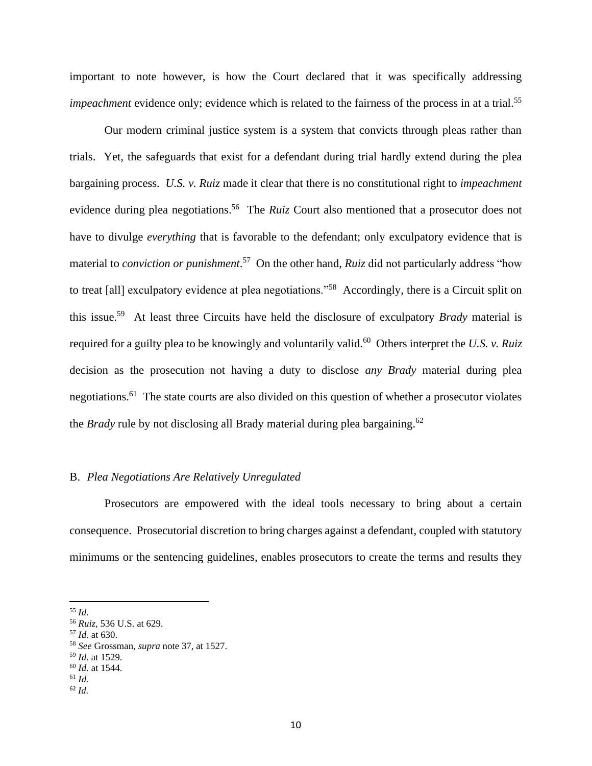important to note however, is how the Court declared that it was specifically addressing *impeachment* evidence only; evidence which is related to the fairness of the process in at a trial.[55]

Our modern criminal justice system is a system that convicts through pleas rather than trials. Yet, the safeguards that exist for a defendant during trial hardly extend during the plea bargaining process. *U.S. v. Ruiz* made it clear that there is no constitutional right to *impeachment* evidence during plea negotiations.[56] The *Ruiz* Court also mentioned that a prosecutor does not have to divulge *everything* that is favorable to the defendant; only exculpatory evidence that is material to *conviction or punishment*.[57] On the other hand, *Ruiz* did not particularly address "how to treat [all] exculpatory evidence at plea negotiations."[58] Accordingly, there is a Circuit split on this issue.[59] At least three Circuits have held the disclosure of exculpatory *Brady* material is required for a guilty plea to be knowingly and voluntarily valid.[60] Others interpret the *U.S. v. Ruiz* decision as the prosecution not having a duty to disclose *any Brady* material during plea negotiations.[61] The state courts are also divided on this question of whether a prosecutor violates the *Brady* rule by not disclosing all Brady material during plea bargaining.[62]

### B. *Plea Negotiations Are Relatively Unregulated*

Prosecutors are empowered with the ideal tools necessary to bring about a certain consequence. Prosecutorial discretion to bring charges against a defendant, coupled with statutory minimums or the sentencing guidelines, enables prosecutors to create the terms and results they

---

[55] *Id.*
[56] *Ruiz*, 536 U.S. at 629.
[57] *Id.* at 630.
[58] *See* Grossman, *supra* note 37, at 1527.
[59] *Id.* at 1529.
[60] *Id.* at 1544.
[61] *Id.*
[62] *Id.*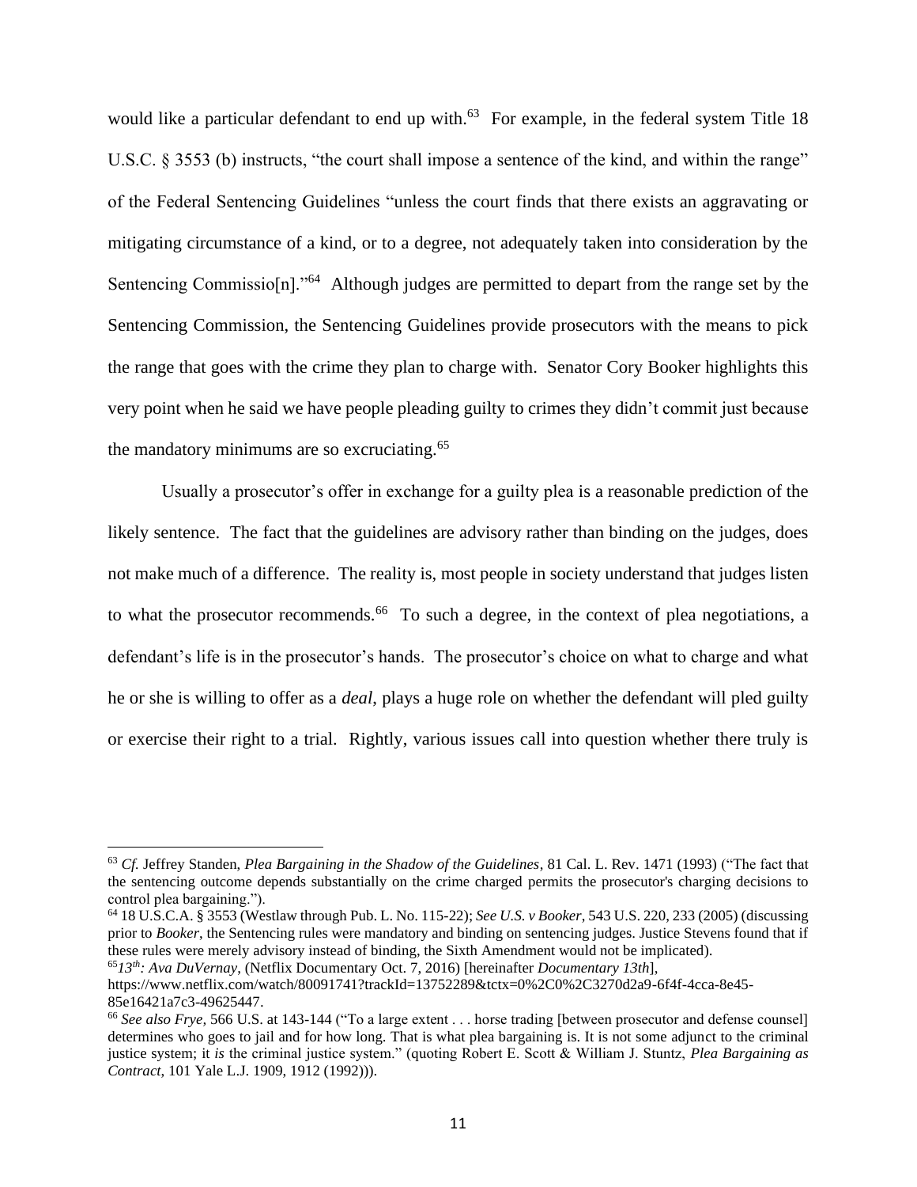would like a particular defendant to end up with.[63] For example, in the federal system Title 18 U.S.C. § 3553 (b) instructs, "the court shall impose a sentence of the kind, and within the range" of the Federal Sentencing Guidelines "unless the court finds that there exists an aggravating or mitigating circumstance of a kind, or to a degree, not adequately taken into consideration by the Sentencing Commissio[n]."[64] Although judges are permitted to depart from the range set by the Sentencing Commission, the Sentencing Guidelines provide prosecutors with the means to pick the range that goes with the crime they plan to charge with. Senator Cory Booker highlights this very point when he said we have people pleading guilty to crimes they didn't commit just because the mandatory minimums are so excruciating.[65]

Usually a prosecutor's offer in exchange for a guilty plea is a reasonable prediction of the likely sentence. The fact that the guidelines are advisory rather than binding on the judges, does not make much of a difference. The reality is, most people in society understand that judges listen to what the prosecutor recommends.[66] To such a degree, in the context of plea negotiations, a defendant's life is in the prosecutor's hands. The prosecutor's choice on what to charge and what he or she is willing to offer as a *deal*, plays a huge role on whether the defendant will pled guilty or exercise their right to a trial. Rightly, various issues call into question whether there truly is

---

[63] *Cf.* Jeffrey Standen, *Plea Bargaining in the Shadow of the Guidelines*, 81 Cal. L. Rev. 1471 (1993) ("The fact that the sentencing outcome depends substantially on the crime charged permits the prosecutor's charging decisions to control plea bargaining.").

[64] 18 U.S.C.A. § 3553 (Westlaw through Pub. L. No. 115-22); *See U.S. v Booker*, 543 U.S. 220, 233 (2005) (discussing prior to *Booker*, the Sentencing rules were mandatory and binding on sentencing judges. Justice Stevens found that if these rules were merely advisory instead of binding, the Sixth Amendment would not be implicated).

[65] *13th: Ava DuVernay*, (Netflix Documentary Oct. 7, 2016) [hereinafter *Documentary 13th*], https://www.netflix.com/watch/80091741?trackId=13752289&tctx=0%2C0%2C3270d2a9-6f4f-4cca-8e45-85e16421a7c3-49625447.

[66] *See also Frye*, 566 U.S. at 143-144 ("To a large extent . . . horse trading [between prosecutor and defense counsel] determines who goes to jail and for how long. That is what plea bargaining is. It is not some adjunct to the criminal justice system; it *is* the criminal justice system." (quoting Robert E. Scott & William J. Stuntz, *Plea Bargaining as Contract*, 101 Yale L.J. 1909, 1912 (1992))).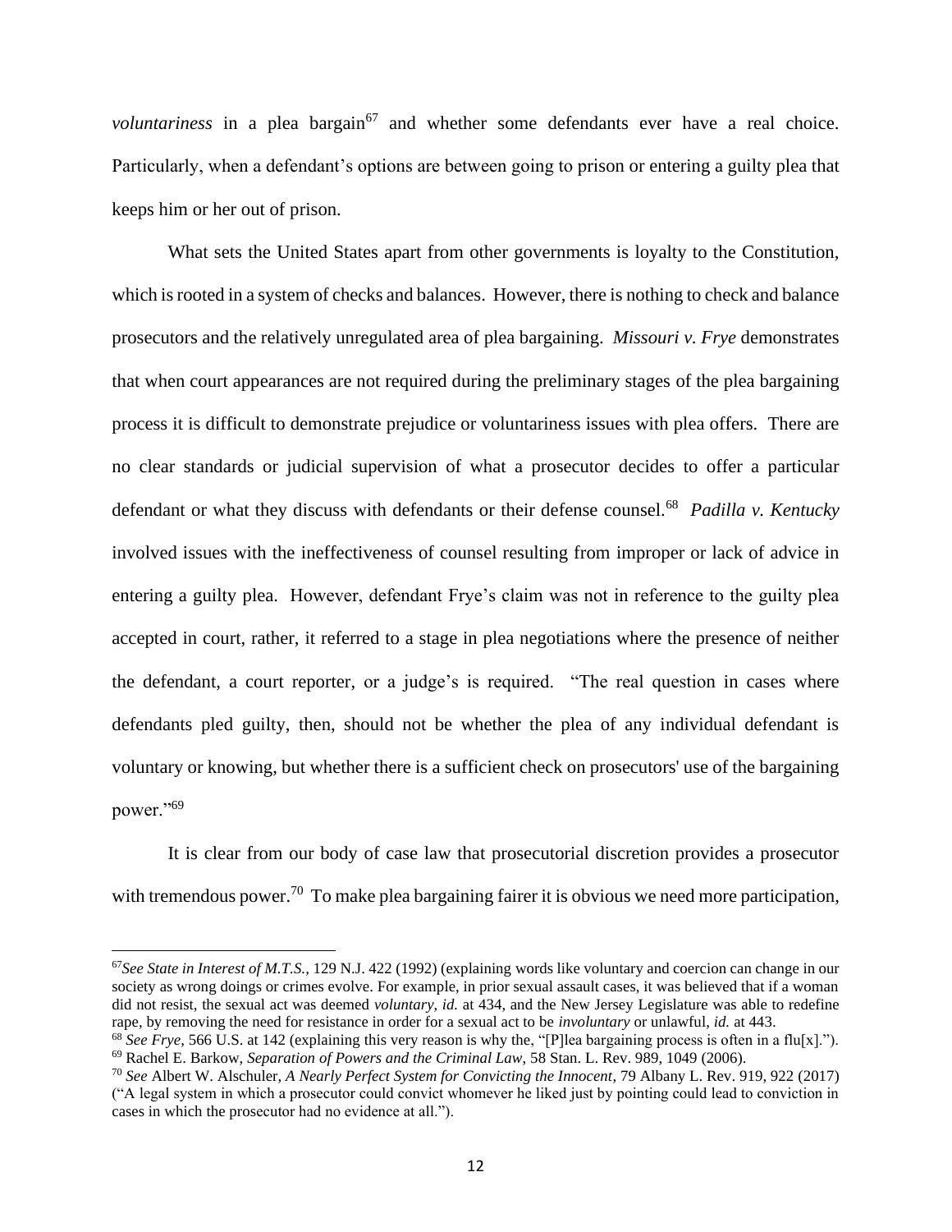*voluntariness* in a plea bargain[67] and whether some defendants ever have a real choice. Particularly, when a defendant's options are between going to prison or entering a guilty plea that keeps him or her out of prison.

What sets the United States apart from other governments is loyalty to the Constitution, which is rooted in a system of checks and balances. However, there is nothing to check and balance prosecutors and the relatively unregulated area of plea bargaining. *Missouri v. Frye* demonstrates that when court appearances are not required during the preliminary stages of the plea bargaining process it is difficult to demonstrate prejudice or voluntariness issues with plea offers. There are no clear standards or judicial supervision of what a prosecutor decides to offer a particular defendant or what they discuss with defendants or their defense counsel.[68] *Padilla v. Kentucky* involved issues with the ineffectiveness of counsel resulting from improper or lack of advice in entering a guilty plea. However, defendant Frye's claim was not in reference to the guilty plea accepted in court, rather, it referred to a stage in plea negotiations where the presence of neither the defendant, a court reporter, or a judge's is required. "The real question in cases where defendants pled guilty, then, should not be whether the plea of any individual defendant is voluntary or knowing, but whether there is a sufficient check on prosecutors' use of the bargaining power."[69]

It is clear from our body of case law that prosecutorial discretion provides a prosecutor with tremendous power.[70] To make plea bargaining fairer it is obvious we need more participation,

---

[67] *See State in Interest of M.T.S.*, 129 N.J. 422 (1992) (explaining words like voluntary and coercion can change in our society as wrong doings or crimes evolve. For example, in prior sexual assault cases, it was believed that if a woman did not resist, the sexual act was deemed *voluntary*, *id.* at 434, and the New Jersey Legislature was able to redefine rape, by removing the need for resistance in order for a sexual act to be *involuntary* or unlawful, *id.* at 443.

[68] *See Frye*, 566 U.S. at 142 (explaining this very reason is why the, "[P]lea bargaining process is often in a flu[x].").

[69] Rachel E. Barkow, *Separation of Powers and the Criminal Law*, 58 Stan. L. Rev. 989, 1049 (2006).

[70] *See* Albert W. Alschuler, *A Nearly Perfect System for Convicting the Innocent*, 79 Albany L. Rev. 919, 922 (2017) ("A legal system in which a prosecutor could convict whomever he liked just by pointing could lead to conviction in cases in which the prosecutor had no evidence at all.").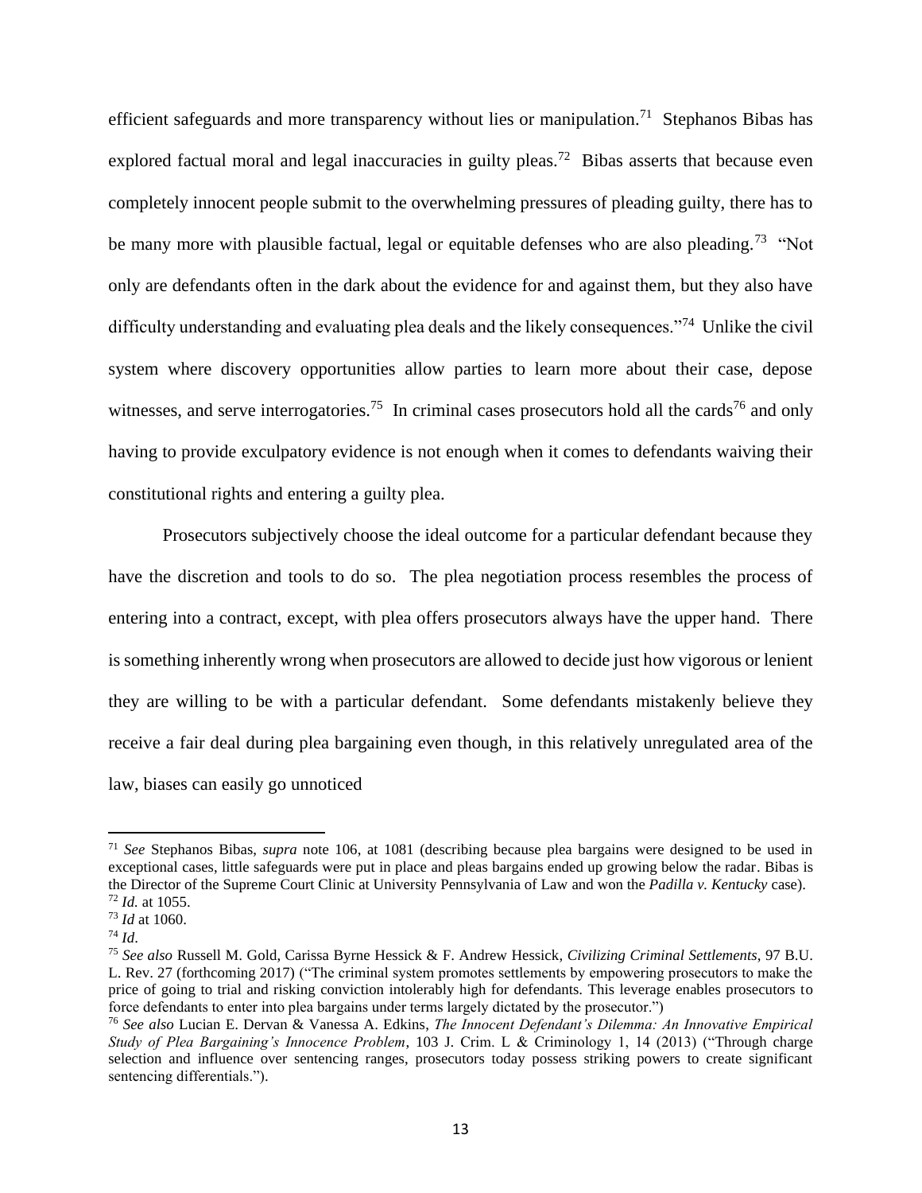efficient safeguards and more transparency without lies or manipulation.[71] Stephanos Bibas has explored factual moral and legal inaccuracies in guilty pleas.[72] Bibas asserts that because even completely innocent people submit to the overwhelming pressures of pleading guilty, there has to be many more with plausible factual, legal or equitable defenses who are also pleading.[73] "Not only are defendants often in the dark about the evidence for and against them, but they also have difficulty understanding and evaluating plea deals and the likely consequences."[74] Unlike the civil system where discovery opportunities allow parties to learn more about their case, depose witnesses, and serve interrogatories.[75] In criminal cases prosecutors hold all the cards[76] and only having to provide exculpatory evidence is not enough when it comes to defendants waiving their constitutional rights and entering a guilty plea.

Prosecutors subjectively choose the ideal outcome for a particular defendant because they have the discretion and tools to do so. The plea negotiation process resembles the process of entering into a contract, except, with plea offers prosecutors always have the upper hand. There is something inherently wrong when prosecutors are allowed to decide just how vigorous or lenient they are willing to be with a particular defendant. Some defendants mistakenly believe they receive a fair deal during plea bargaining even though, in this relatively unregulated area of the law, biases can easily go unnoticed

---

[71] *See* Stephanos Bibas, *supra* note 106, at 1081 (describing because plea bargains were designed to be used in exceptional cases, little safeguards were put in place and pleas bargains ended up growing below the radar. Bibas is the Director of the Supreme Court Clinic at University Pennsylvania of Law and won the *Padilla v. Kentucky* case).

[72] *Id.* at 1055.

[73] *Id* at 1060.

[74] *Id*.

[75] *See also* Russell M. Gold, Carissa Byrne Hessick & F. Andrew Hessick, *Civilizing Criminal Settlements*, 97 B.U. L. Rev. 27 (forthcoming 2017) ("The criminal system promotes settlements by empowering prosecutors to make the price of going to trial and risking conviction intolerably high for defendants. This leverage enables prosecutors to force defendants to enter into plea bargains under terms largely dictated by the prosecutor.")

[76] *See also* Lucian E. Dervan & Vanessa A. Edkins, *The Innocent Defendant's Dilemma: An Innovative Empirical Study of Plea Bargaining's Innocence Problem*, 103 J. Crim. L & Criminology 1, 14 (2013) ("Through charge selection and influence over sentencing ranges, prosecutors today possess striking powers to create significant sentencing differentials.").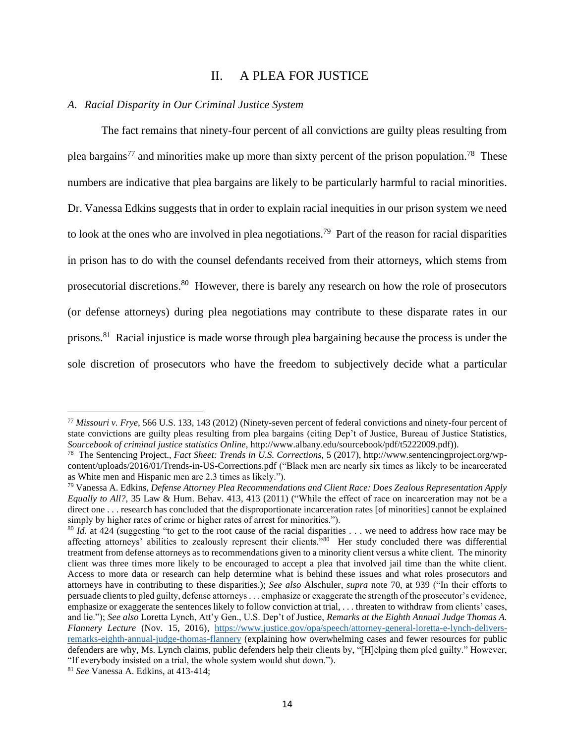## II. A PLEA FOR JUSTICE

### *A. Racial Disparity in Our Criminal Justice System*

The fact remains that ninety-four percent of all convictions are guilty pleas resulting from plea bargains[77] and minorities make up more than sixty percent of the prison population.[78] These numbers are indicative that plea bargains are likely to be particularly harmful to racial minorities. Dr. Vanessa Edkins suggests that in order to explain racial inequities in our prison system we need to look at the ones who are involved in plea negotiations.[79] Part of the reason for racial disparities in prison has to do with the counsel defendants received from their attorneys, which stems from prosecutorial discretions.[80] However, there is barely any research on how the role of prosecutors (or defense attorneys) during plea negotiations may contribute to these disparate rates in our prisons.[81] Racial injustice is made worse through plea bargaining because the process is under the sole discretion of prosecutors who have the freedom to subjectively decide what a particular

---

[77] *Missouri v. Frye*, 566 U.S. 133, 143 (2012) (Ninety-seven percent of federal convictions and ninety-four percent of state convictions are guilty pleas resulting from plea bargains (citing Dep't of Justice, Bureau of Justice Statistics, *Sourcebook of criminal justice statistics Online*, http://www.albany.edu/sourcebook/pdf/t5222009.pdf)).

[78] The Sentencing Project., *Fact Sheet: Trends in U.S. Corrections,* 5 (2017), http://www.sentencingproject.org/wp-content/uploads/2016/01/Trends-in-US-Corrections.pdf ("Black men are nearly six times as likely to be incarcerated as White men and Hispanic men are 2.3 times as likely.").

[79] Vanessa A. Edkins, *Defense Attorney Plea Recommendations and Client Race: Does Zealous Representation Apply Equally to All?,* 35 Law & Hum. Behav. 413, 413 (2011) ("While the effect of race on incarceration may not be a direct one . . . research has concluded that the disproportionate incarceration rates [of minorities] cannot be explained simply by higher rates of crime or higher rates of arrest for minorities.").

[80] *Id.* at 424 (suggesting "to get to the root cause of the racial disparities . . . we need to address how race may be affecting attorneys' abilities to zealously represent their clients."[80] Her study concluded there was differential treatment from defense attorneys as to recommendations given to a minority client versus a white client. The minority client was three times more likely to be encouraged to accept a plea that involved jail time than the white client. Access to more data or research can help determine what is behind these issues and what roles prosecutors and attorneys have in contributing to these disparities.); *See also* Alschuler, *supra* note 70, at 939 ("In their efforts to persuade clients to pled guilty, defense attorneys . . . emphasize or exaggerate the strength of the prosecutor's evidence, emphasize or exaggerate the sentences likely to follow conviction at trial, . . . threaten to withdraw from clients' cases, and lie."); *See also* Loretta Lynch, Att'y Gen., U.S. Dep't of Justice, *Remarks at the Eighth Annual Judge Thomas A. Flannery Lecture* (Nov. 15, 2016), https://www.justice.gov/opa/speech/attorney-general-loretta-e-lynch-delivers-remarks-eighth-annual-judge-thomas-flannery (explaining how overwhelming cases and fewer resources for public defenders are why, Ms. Lynch claims, public defenders help their clients by, "[H]elping them pled guilty." However, "If everybody insisted on a trial, the whole system would shut down.").

[81] *See* Vanessa A. Edkins, at 413-414;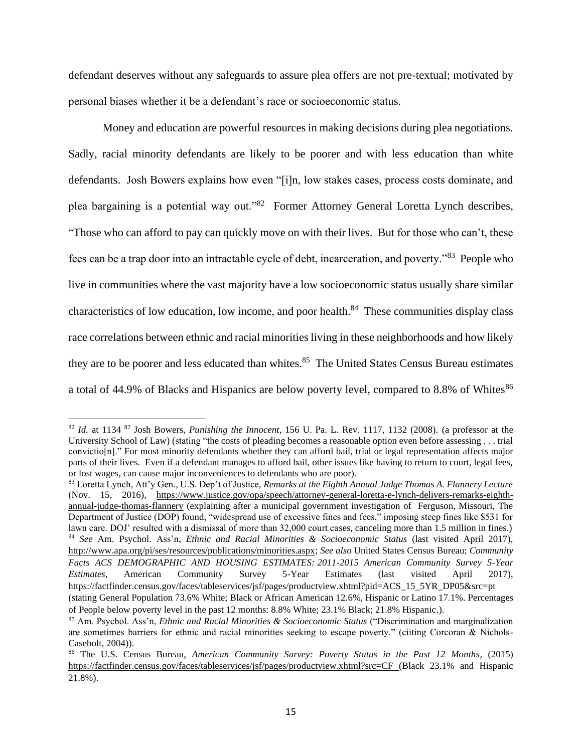defendant deserves without any safeguards to assure plea offers are not pre-textual; motivated by personal biases whether it be a defendant's race or socioeconomic status.

Money and education are powerful resources in making decisions during plea negotiations. Sadly, racial minority defendants are likely to be poorer and with less education than white defendants. Josh Bowers explains how even "[i]n, low stakes cases, process costs dominate, and plea bargaining is a potential way out."[82] Former Attorney General Loretta Lynch describes, "Those who can afford to pay can quickly move on with their lives. But for those who can't, these fees can be a trap door into an intractable cycle of debt, incarceration, and poverty."[83] People who live in communities where the vast majority have a low socioeconomic status usually share similar characteristics of low education, low income, and poor health.[84] These communities display class race correlations between ethnic and racial minorities living in these neighborhoods and how likely they are to be poorer and less educated than whites.[85] The United States Census Bureau estimates a total of 44.9% of Blacks and Hispanics are below poverty level, compared to 8.8% of Whites[86]

---

[82] *Id.* at 1134 [82] Josh Bowers, *Punishing the Innocent*, 156 U. Pa. L. Rev. 1117, 1132 (2008). (a professor at the University School of Law) (stating "the costs of pleading becomes a reasonable option even before assessing . . . trial convictio[n]." For most minority defendants whether they can afford bail, trial or legal representation affects major parts of their lives. Even if a defendant manages to afford bail, other issues like having to return to court, legal fees, or lost wages, can cause major inconveniences to defendants who are poor).

[83] Loretta Lynch, Att'y Gen., U.S. Dep't of Justice, *Remarks at the Eighth Annual Judge Thomas A. Flannery Lecture* (Nov. 15, 2016), https://www.justice.gov/opa/speech/attorney-general-loretta-e-lynch-delivers-remarks-eighth-annual-judge-thomas-flannery (explaining after a municipal government investigation of Ferguson, Missouri, The Department of Justice (DOP) found, "widespread use of excessive fines and fees," imposing steep fines like $531 for lawn care. DOJ' resulted with a dismissal of more than 32,000 court cases, canceling more than 1.5 million in fines.)

[84] *See* Am. Psychol. Ass'n, *Ethnic and Racial Minorities & Socioeconomic Status* (last visited April 2017), http://www.apa.org/pi/ses/resources/publications/minorities.aspx; *See also* United States Census Bureau; *Community Facts ACS DEMOGRAPHIC AND HOUSING ESTIMATES: 2011-2015 American Community Survey 5-Year Estimates*, American Community Survey 5-Year Estimates (last visited April 2017), https://factfinder.census.gov/faces/tableservices/jsf/pages/productview.xhtml?pid=ACS_15_5YR_DP05&src=pt (stating General Population 73.6% White; Black or African American 12.6%, Hispanic or Latino 17.1%. Percentages of People below poverty level in the past 12 months: 8.8% White; 23.1% Black; 21.8% Hispanic.).

[85] Am. Psychol. Ass'n, *Ethnic and Racial Minorities & Socioeconomic Status* ("Discrimination and marginalization are sometimes barriers for ethnic and racial minorities seeking to escape poverty." (ciiting Corcoran & Nichols-Casebolt, 2004)).

[86] The U.S. Census Bureau, *American Community Survey: Poverty Status in the Past 12 Months*, (2015) https://factfinder.census.gov/faces/tableservices/jsf/pages/productview.xhtml?src=CF (Black 23.1% and Hispanic 21.8%).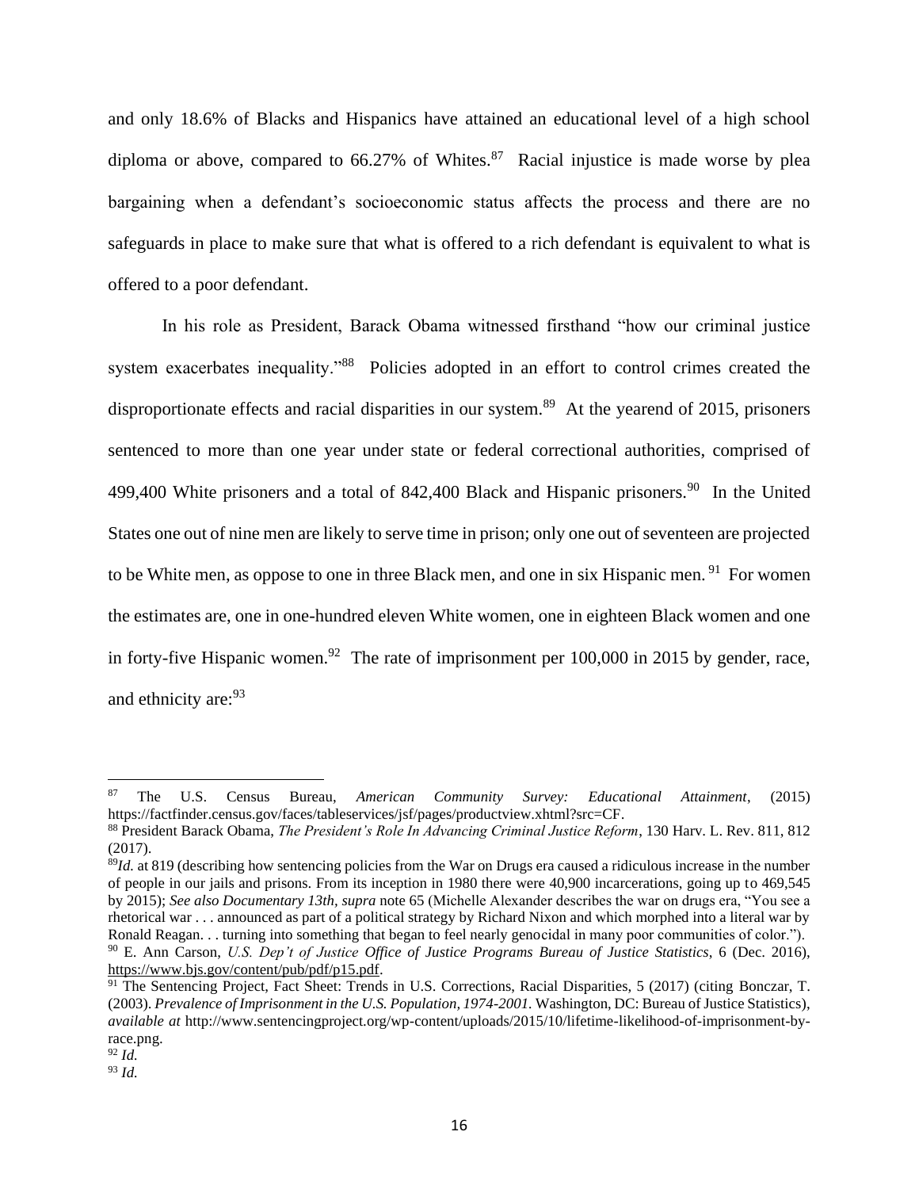and only 18.6% of Blacks and Hispanics have attained an educational level of a high school diploma or above, compared to 66.27% of Whites.[87] Racial injustice is made worse by plea bargaining when a defendant's socioeconomic status affects the process and there are no safeguards in place to make sure that what is offered to a rich defendant is equivalent to what is offered to a poor defendant.

In his role as President, Barack Obama witnessed firsthand "how our criminal justice system exacerbates inequality."[88] Policies adopted in an effort to control crimes created the disproportionate effects and racial disparities in our system.[89] At the yearend of 2015, prisoners sentenced to more than one year under state or federal correctional authorities, comprised of 499,400 White prisoners and a total of 842,400 Black and Hispanic prisoners.[90] In the United States one out of nine men are likely to serve time in prison; only one out of seventeen are projected to be White men, as oppose to one in three Black men, and one in six Hispanic men.[91] For women the estimates are, one in one-hundred eleven White women, one in eighteen Black women and one in forty-five Hispanic women.[92] The rate of imprisonment per 100,000 in 2015 by gender, race, and ethnicity are:[93]

---

[87] The U.S. Census Bureau, *American Community Survey: Educational Attainment*, (2015) https://factfinder.census.gov/faces/tableservices/jsf/pages/productview.xhtml?src=CF.

[88] President Barack Obama, *The President's Role In Advancing Criminal Justice Reform*, 130 Harv. L. Rev. 811, 812 (2017).

[89] *Id.* at 819 (describing how sentencing policies from the War on Drugs era caused a ridiculous increase in the number of people in our jails and prisons. From its inception in 1980 there were 40,900 incarcerations, going up to 469,545 by 2015); *See also Documentary 13th, supra* note 65 (Michelle Alexander describes the war on drugs era, "You see a rhetorical war . . . announced as part of a political strategy by Richard Nixon and which morphed into a literal war by Ronald Reagan. . . turning into something that began to feel nearly genocidal in many poor communities of color.").

[90] E. Ann Carson, *U.S. Dep't of Justice Office of Justice Programs Bureau of Justice Statistics*, 6 (Dec. 2016), https://www.bjs.gov/content/pub/pdf/p15.pdf.

[91] The Sentencing Project, Fact Sheet: Trends in U.S. Corrections, Racial Disparities, 5 (2017) (citing Bonczar, T. (2003). *Prevalence of Imprisonment in the U.S. Population, 1974-2001.* Washington, DC: Bureau of Justice Statistics), *available at* http://www.sentencingproject.org/wp-content/uploads/2015/10/lifetime-likelihood-of-imprisonment-by-race.png.

[92] *Id.*

[93] *Id.*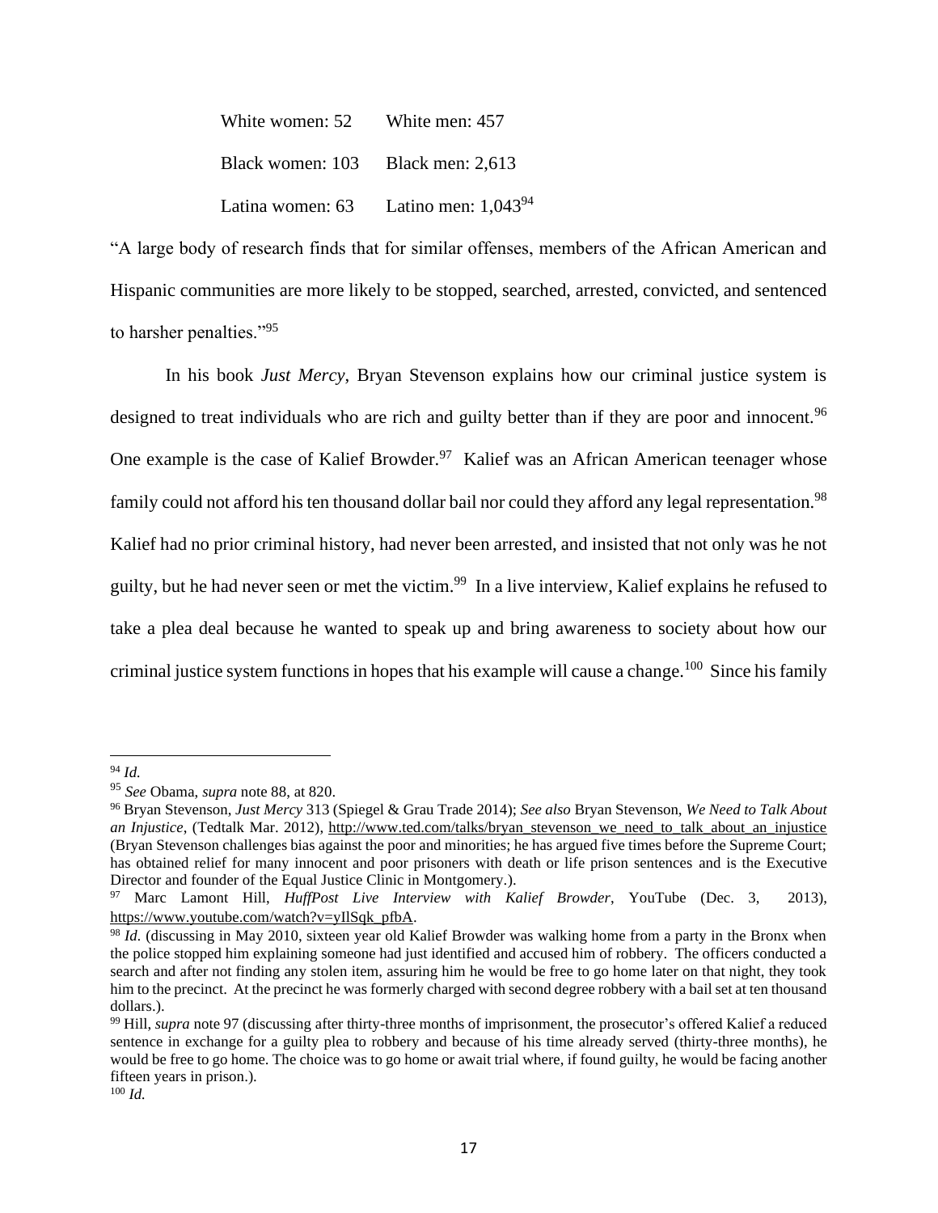| | |
|---|---|
| White women: 52 | White men: 457 |
| Black women: 103 | Black men: 2,613 |
| Latina women: 63 | Latino men: 1,043[94] |

"A large body of research finds that for similar offenses, members of the African American and Hispanic communities are more likely to be stopped, searched, arrested, convicted, and sentenced to harsher penalties."[95]

In his book *Just Mercy*, Bryan Stevenson explains how our criminal justice system is designed to treat individuals who are rich and guilty better than if they are poor and innocent.[96] One example is the case of Kalief Browder.[97] Kalief was an African American teenager whose family could not afford his ten thousand dollar bail nor could they afford any legal representation.[98] Kalief had no prior criminal history, had never been arrested, and insisted that not only was he not guilty, but he had never seen or met the victim.[99] In a live interview, Kalief explains he refused to take a plea deal because he wanted to speak up and bring awareness to society about how our criminal justice system functions in hopes that his example will cause a change.[100] Since his family

---

[94] *Id.*

[95] *See* Obama, *supra* note 88, at 820.

[96] Bryan Stevenson, *Just Mercy* 313 (Spiegel & Grau Trade 2014); *See also* Bryan Stevenson, *We Need to Talk About an Injustice*, (Tedtalk Mar. 2012), http://www.ted.com/talks/bryan_stevenson_we_need_to_talk_about_an_injustice (Bryan Stevenson challenges bias against the poor and minorities; he has argued five times before the Supreme Court; has obtained relief for many innocent and poor prisoners with death or life prison sentences and is the Executive Director and founder of the Equal Justice Clinic in Montgomery.).

[97] Marc Lamont Hill, *HuffPost Live Interview with Kalief Browder*, YouTube (Dec. 3, 2013), https://www.youtube.com/watch?v=yIlSqk_pfbA.

[98] *Id.* (discussing in May 2010, sixteen year old Kalief Browder was walking home from a party in the Bronx when the police stopped him explaining someone had just identified and accused him of robbery. The officers conducted a search and after not finding any stolen item, assuring him he would be free to go home later on that night, they took him to the precinct. At the precinct he was formerly charged with second degree robbery with a bail set at ten thousand dollars.).

[99] Hill, *supra* note 97 (discussing after thirty-three months of imprisonment, the prosecutor's offered Kalief a reduced sentence in exchange for a guilty plea to robbery and because of his time already served (thirty-three months), he would be free to go home. The choice was to go home or await trial where, if found guilty, he would be facing another fifteen years in prison.).

[100] *Id.*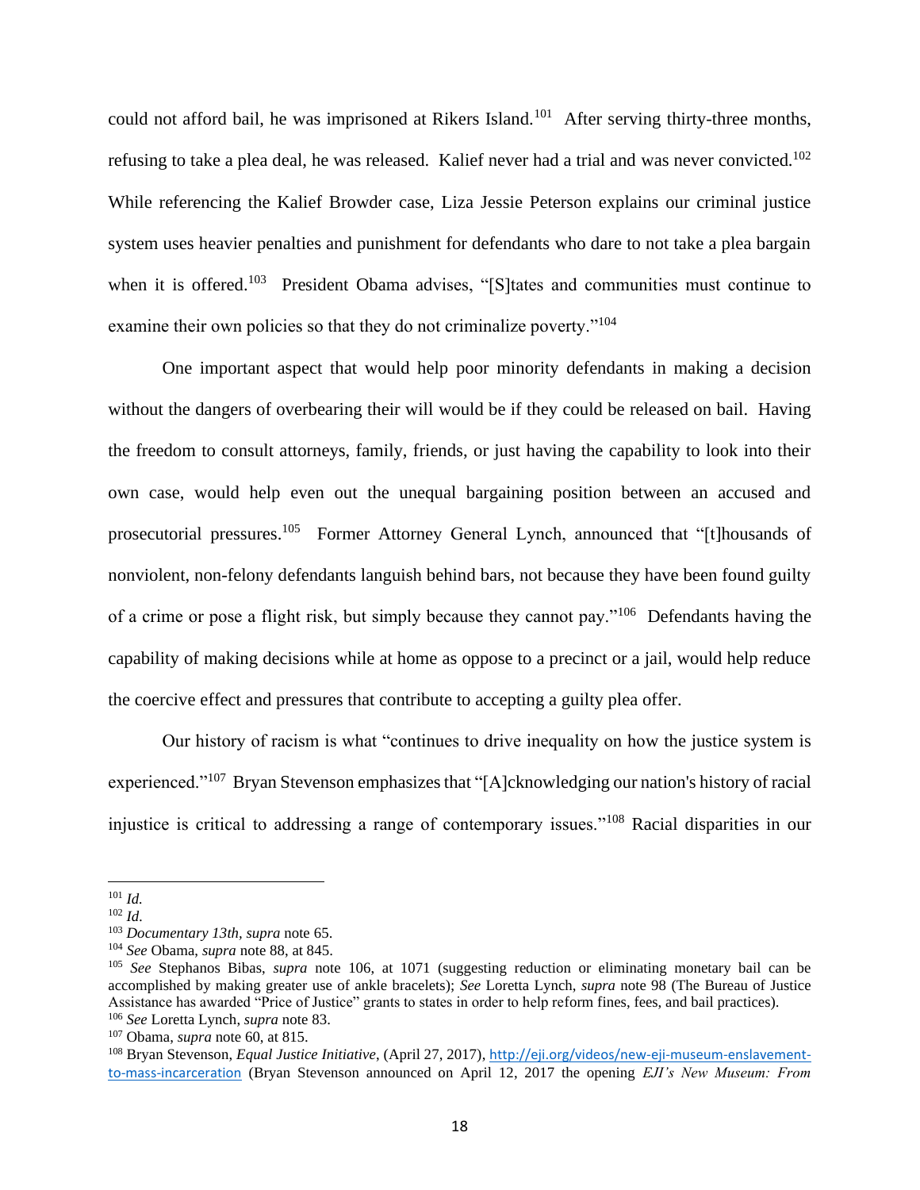could not afford bail, he was imprisoned at Rikers Island.[101] After serving thirty-three months, refusing to take a plea deal, he was released. Kalief never had a trial and was never convicted.[102] While referencing the Kalief Browder case, Liza Jessie Peterson explains our criminal justice system uses heavier penalties and punishment for defendants who dare to not take a plea bargain when it is offered.[103] President Obama advises, "[S]tates and communities must continue to examine their own policies so that they do not criminalize poverty."[104]

One important aspect that would help poor minority defendants in making a decision without the dangers of overbearing their will would be if they could be released on bail. Having the freedom to consult attorneys, family, friends, or just having the capability to look into their own case, would help even out the unequal bargaining position between an accused and prosecutorial pressures.[105] Former Attorney General Lynch, announced that "[t]housands of nonviolent, non-felony defendants languish behind bars, not because they have been found guilty of a crime or pose a flight risk, but simply because they cannot pay."[106] Defendants having the capability of making decisions while at home as oppose to a precinct or a jail, would help reduce the coercive effect and pressures that contribute to accepting a guilty plea offer.

Our history of racism is what "continues to drive inequality on how the justice system is experienced."[107] Bryan Stevenson emphasizes that "[A]cknowledging our nation's history of racial injustice is critical to addressing a range of contemporary issues."[108] Racial disparities in our

---

[101] *Id.*

[102] *Id*.

[103] *Documentary 13th, supra* note 65.

[104] *See* Obama, *supra* note 88, at 845.

[105] *See* Stephanos Bibas, *supra* note 106, at 1071 (suggesting reduction or eliminating monetary bail can be accomplished by making greater use of ankle bracelets); *See* Loretta Lynch, *supra* note 98 (The Bureau of Justice Assistance has awarded "Price of Justice" grants to states in order to help reform fines, fees, and bail practices).

[106] *See* Loretta Lynch, *supra* note 83.

[107] Obama, *supra* note 60, at 815.

[108] Bryan Stevenson, *Equal Justice Initiative*, (April 27, 2017), http://eji.org/videos/new-eji-museum-enslavement-to-mass-incarceration (Bryan Stevenson announced on April 12, 2017 the opening *EJI's New Museum: From*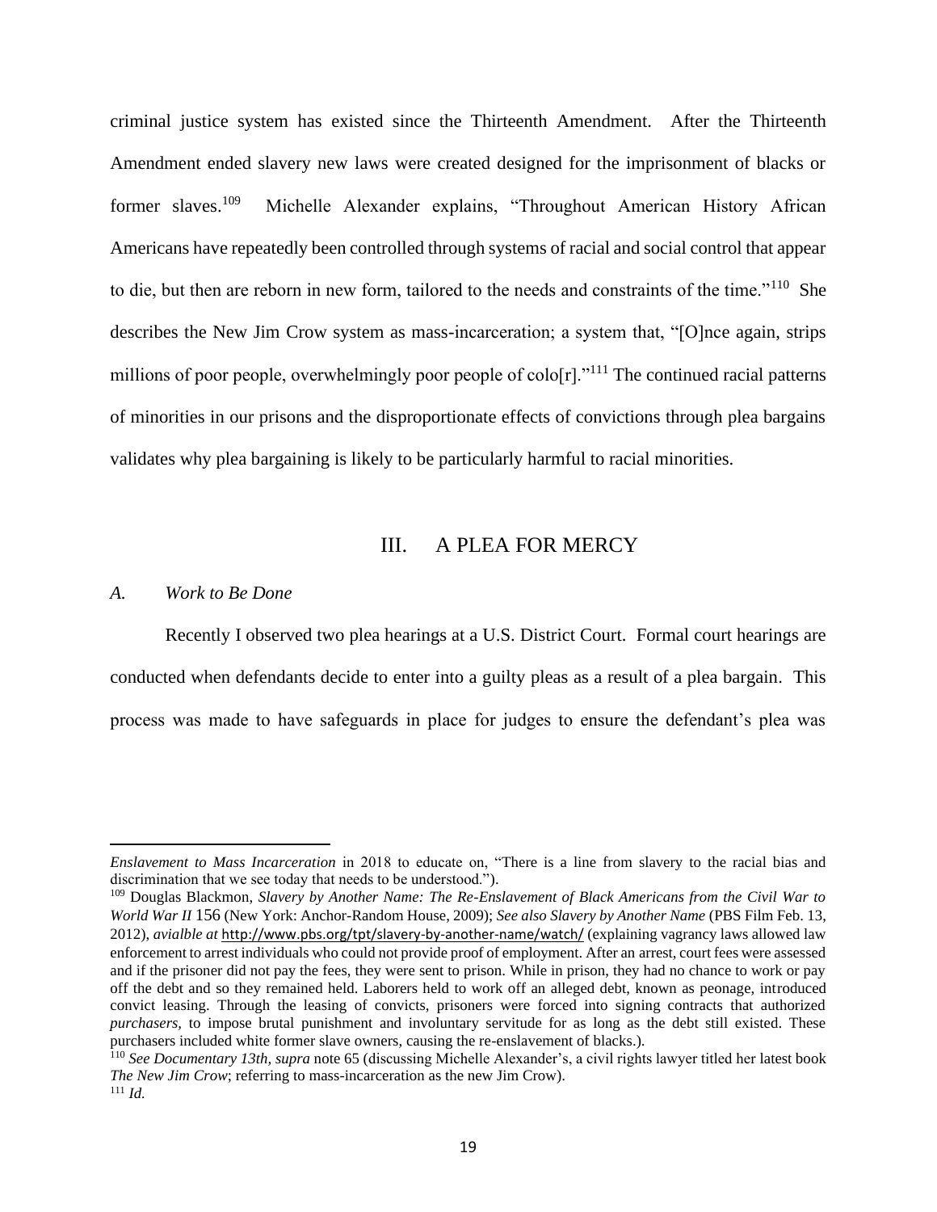criminal justice system has existed since the Thirteenth Amendment. After the Thirteenth Amendment ended slavery new laws were created designed for the imprisonment of blacks or former slaves.[109] Michelle Alexander explains, "Throughout American History African Americans have repeatedly been controlled through systems of racial and social control that appear to die, but then are reborn in new form, tailored to the needs and constraints of the time."[110] She describes the New Jim Crow system as mass-incarceration; a system that, "[O]nce again, strips millions of poor people, overwhelmingly poor people of colo[r]."[111] The continued racial patterns of minorities in our prisons and the disproportionate effects of convictions through plea bargains validates why plea bargaining is likely to be particularly harmful to racial minorities.

## III. A PLEA FOR MERCY

### *A. Work to Be Done*

Recently I observed two plea hearings at a U.S. District Court. Formal court hearings are conducted when defendants decide to enter into a guilty pleas as a result of a plea bargain. This process was made to have safeguards in place for judges to ensure the defendant's plea was

---

*Enslavement to Mass Incarceration* in 2018 to educate on, "There is a line from slavery to the racial bias and discrimination that we see today that needs to be understood.").

[109] Douglas Blackmon, *Slavery by Another Name: The Re-Enslavement of Black Americans from the Civil War to World War II* 156 (New York: Anchor-Random House, 2009); *See also Slavery by Another Name* (PBS Film Feb. 13, 2012), *avialble at* http://www.pbs.org/tpt/slavery-by-another-name/watch/ (explaining vagrancy laws allowed law enforcement to arrest individuals who could not provide proof of employment. After an arrest, court fees were assessed and if the prisoner did not pay the fees, they were sent to prison. While in prison, they had no chance to work or pay off the debt and so they remained held. Laborers held to work off an alleged debt, known as peonage, introduced convict leasing. Through the leasing of convicts, prisoners were forced into signing contracts that authorized *purchasers*, to impose brutal punishment and involuntary servitude for as long as the debt still existed. These purchasers included white former slave owners, causing the re-enslavement of blacks.).

[110] *See Documentary 13th*, *supra* note 65 (discussing Michelle Alexander's, a civil rights lawyer titled her latest book *The New Jim Crow*; referring to mass-incarceration as the new Jim Crow).

[111] *Id.*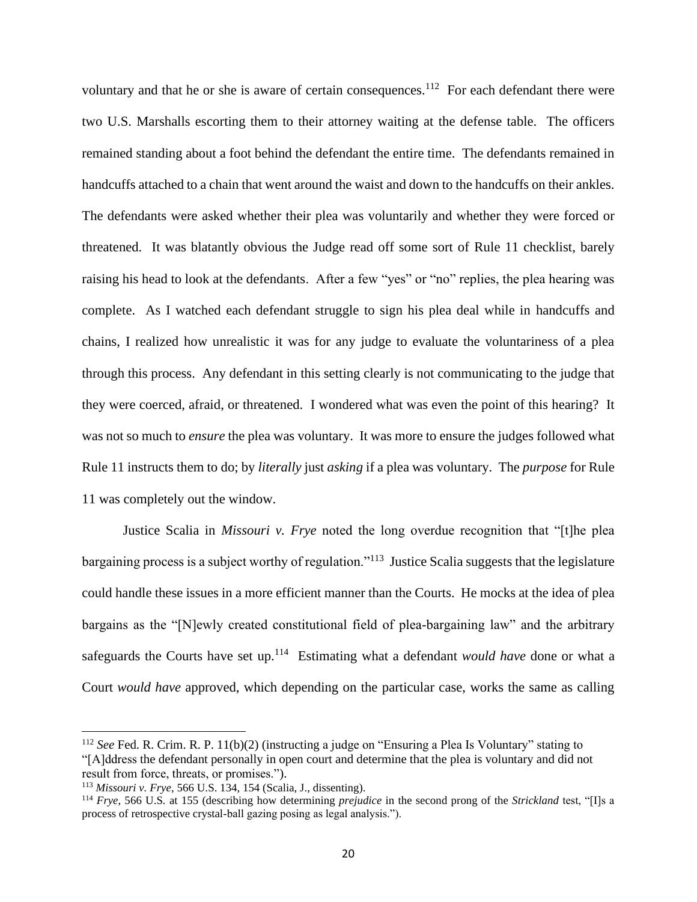voluntary and that he or she is aware of certain consequences.[112] For each defendant there were two U.S. Marshalls escorting them to their attorney waiting at the defense table. The officers remained standing about a foot behind the defendant the entire time. The defendants remained in handcuffs attached to a chain that went around the waist and down to the handcuffs on their ankles. The defendants were asked whether their plea was voluntarily and whether they were forced or threatened. It was blatantly obvious the Judge read off some sort of Rule 11 checklist, barely raising his head to look at the defendants. After a few "yes" or "no" replies, the plea hearing was complete. As I watched each defendant struggle to sign his plea deal while in handcuffs and chains, I realized how unrealistic it was for any judge to evaluate the voluntariness of a plea through this process. Any defendant in this setting clearly is not communicating to the judge that they were coerced, afraid, or threatened. I wondered what was even the point of this hearing? It was not so much to *ensure* the plea was voluntary. It was more to ensure the judges followed what Rule 11 instructs them to do; by *literally* just *asking* if a plea was voluntary. The *purpose* for Rule 11 was completely out the window.

Justice Scalia in *Missouri v. Frye* noted the long overdue recognition that "[t]he plea bargaining process is a subject worthy of regulation."[113] Justice Scalia suggests that the legislature could handle these issues in a more efficient manner than the Courts. He mocks at the idea of plea bargains as the "[N]ewly created constitutional field of plea-bargaining law" and the arbitrary safeguards the Courts have set up.[114] Estimating what a defendant *would have* done or what a Court *would have* approved, which depending on the particular case, works the same as calling

---

[112] *See* Fed. R. Crim. R. P. 11(b)(2) (instructing a judge on "Ensuring a Plea Is Voluntary" stating to "[A]ddress the defendant personally in open court and determine that the plea is voluntary and did not result from force, threats, or promises.").

[113] *Missouri v. Frye*, 566 U.S. 134, 154 (Scalia, J., dissenting).

[114] *Frye*, 566 U.S. at 155 (describing how determining *prejudice* in the second prong of the *Strickland* test, "[I]s a process of retrospective crystal-ball gazing posing as legal analysis.").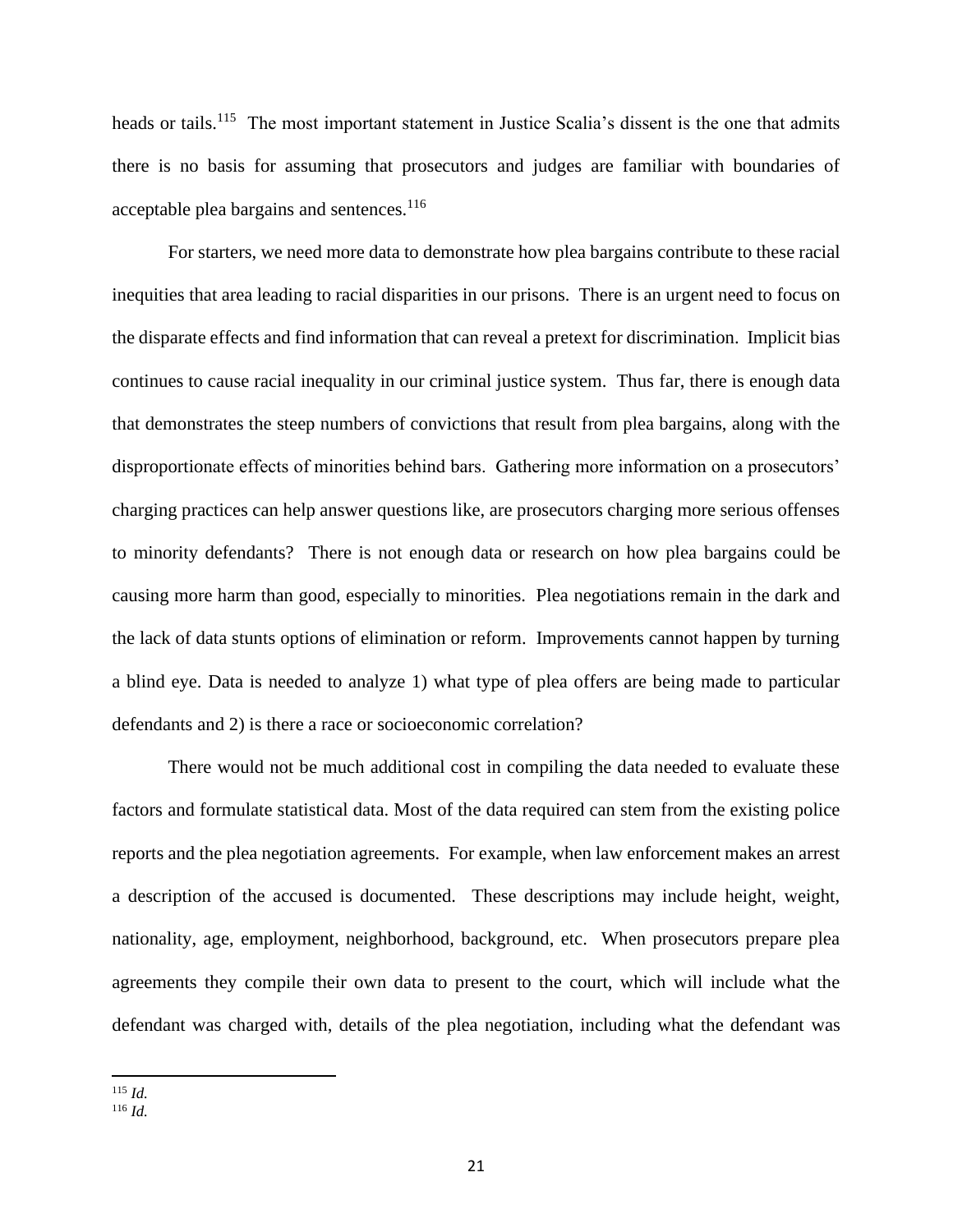heads or tails.[115] The most important statement in Justice Scalia's dissent is the one that admits there is no basis for assuming that prosecutors and judges are familiar with boundaries of acceptable plea bargains and sentences.[116]

For starters, we need more data to demonstrate how plea bargains contribute to these racial inequities that area leading to racial disparities in our prisons. There is an urgent need to focus on the disparate effects and find information that can reveal a pretext for discrimination. Implicit bias continues to cause racial inequality in our criminal justice system. Thus far, there is enough data that demonstrates the steep numbers of convictions that result from plea bargains, along with the disproportionate effects of minorities behind bars. Gathering more information on a prosecutors' charging practices can help answer questions like, are prosecutors charging more serious offenses to minority defendants? There is not enough data or research on how plea bargains could be causing more harm than good, especially to minorities. Plea negotiations remain in the dark and the lack of data stunts options of elimination or reform. Improvements cannot happen by turning a blind eye. Data is needed to analyze 1) what type of plea offers are being made to particular defendants and 2) is there a race or socioeconomic correlation?

There would not be much additional cost in compiling the data needed to evaluate these factors and formulate statistical data. Most of the data required can stem from the existing police reports and the plea negotiation agreements. For example, when law enforcement makes an arrest a description of the accused is documented. These descriptions may include height, weight, nationality, age, employment, neighborhood, background, etc. When prosecutors prepare plea agreements they compile their own data to present to the court, which will include what the defendant was charged with, details of the plea negotiation, including what the defendant was

---

[115] *Id.*

[116] *Id.*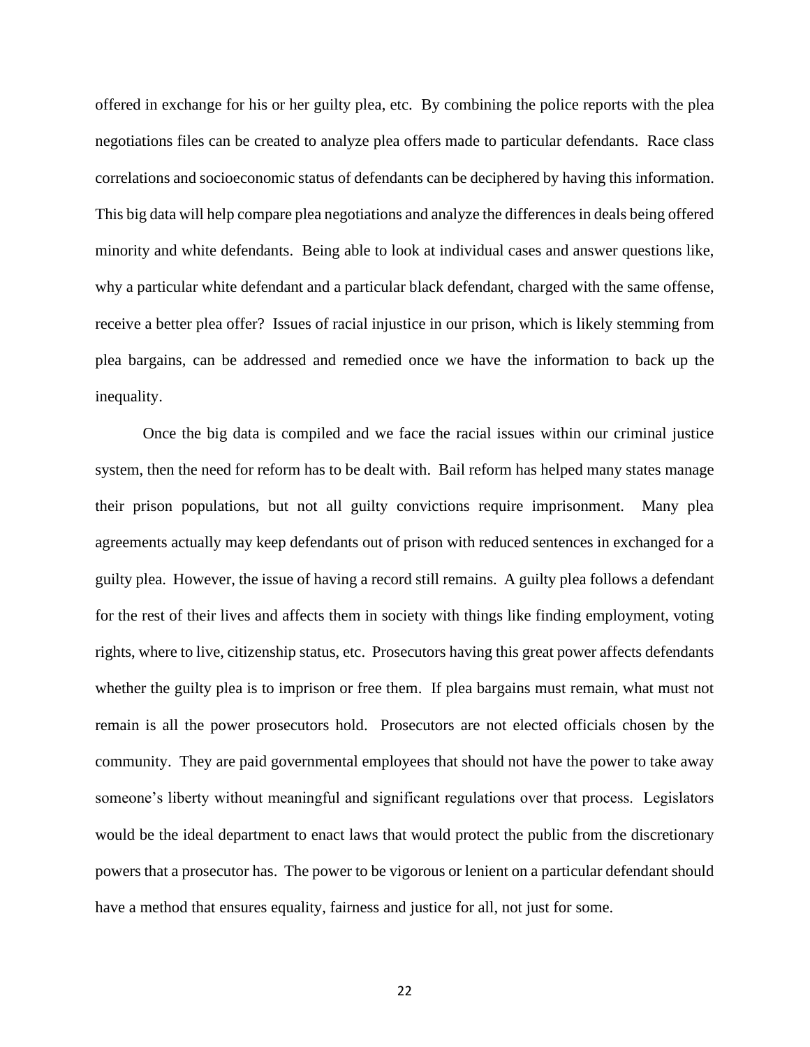offered in exchange for his or her guilty plea, etc. By combining the police reports with the plea negotiations files can be created to analyze plea offers made to particular defendants. Race class correlations and socioeconomic status of defendants can be deciphered by having this information. This big data will help compare plea negotiations and analyze the differences in deals being offered minority and white defendants. Being able to look at individual cases and answer questions like, why a particular white defendant and a particular black defendant, charged with the same offense, receive a better plea offer? Issues of racial injustice in our prison, which is likely stemming from plea bargains, can be addressed and remedied once we have the information to back up the inequality.

Once the big data is compiled and we face the racial issues within our criminal justice system, then the need for reform has to be dealt with. Bail reform has helped many states manage their prison populations, but not all guilty convictions require imprisonment. Many plea agreements actually may keep defendants out of prison with reduced sentences in exchanged for a guilty plea. However, the issue of having a record still remains. A guilty plea follows a defendant for the rest of their lives and affects them in society with things like finding employment, voting rights, where to live, citizenship status, etc. Prosecutors having this great power affects defendants whether the guilty plea is to imprison or free them. If plea bargains must remain, what must not remain is all the power prosecutors hold. Prosecutors are not elected officials chosen by the community. They are paid governmental employees that should not have the power to take away someone's liberty without meaningful and significant regulations over that process. Legislators would be the ideal department to enact laws that would protect the public from the discretionary powers that a prosecutor has. The power to be vigorous or lenient on a particular defendant should have a method that ensures equality, fairness and justice for all, not just for some.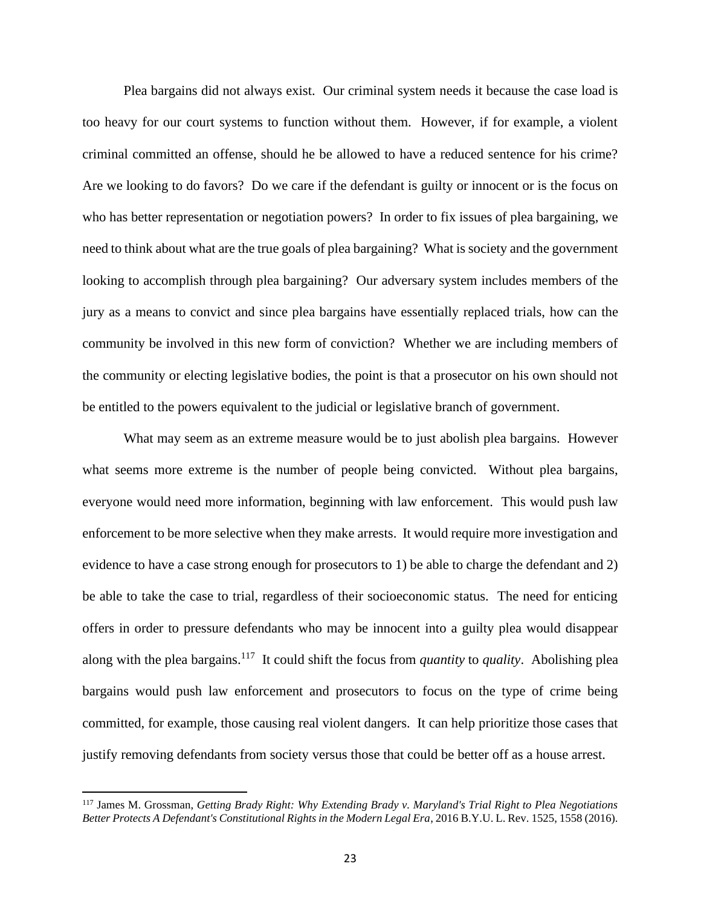Plea bargains did not always exist. Our criminal system needs it because the case load is too heavy for our court systems to function without them. However, if for example, a violent criminal committed an offense, should he be allowed to have a reduced sentence for his crime? Are we looking to do favors? Do we care if the defendant is guilty or innocent or is the focus on who has better representation or negotiation powers? In order to fix issues of plea bargaining, we need to think about what are the true goals of plea bargaining? What is society and the government looking to accomplish through plea bargaining? Our adversary system includes members of the jury as a means to convict and since plea bargains have essentially replaced trials, how can the community be involved in this new form of conviction? Whether we are including members of the community or electing legislative bodies, the point is that a prosecutor on his own should not be entitled to the powers equivalent to the judicial or legislative branch of government.

What may seem as an extreme measure would be to just abolish plea bargains. However what seems more extreme is the number of people being convicted. Without plea bargains, everyone would need more information, beginning with law enforcement. This would push law enforcement to be more selective when they make arrests. It would require more investigation and evidence to have a case strong enough for prosecutors to 1) be able to charge the defendant and 2) be able to take the case to trial, regardless of their socioeconomic status. The need for enticing offers in order to pressure defendants who may be innocent into a guilty plea would disappear along with the plea bargains.[117] It could shift the focus from *quantity* to *quality*. Abolishing plea bargains would push law enforcement and prosecutors to focus on the type of crime being committed, for example, those causing real violent dangers. It can help prioritize those cases that justify removing defendants from society versus those that could be better off as a house arrest.

---

[117] James M. Grossman, *Getting Brady Right: Why Extending Brady v. Maryland's Trial Right to Plea Negotiations Better Protects A Defendant's Constitutional Rights in the Modern Legal Era*, 2016 B.Y.U. L. Rev. 1525, 1558 (2016).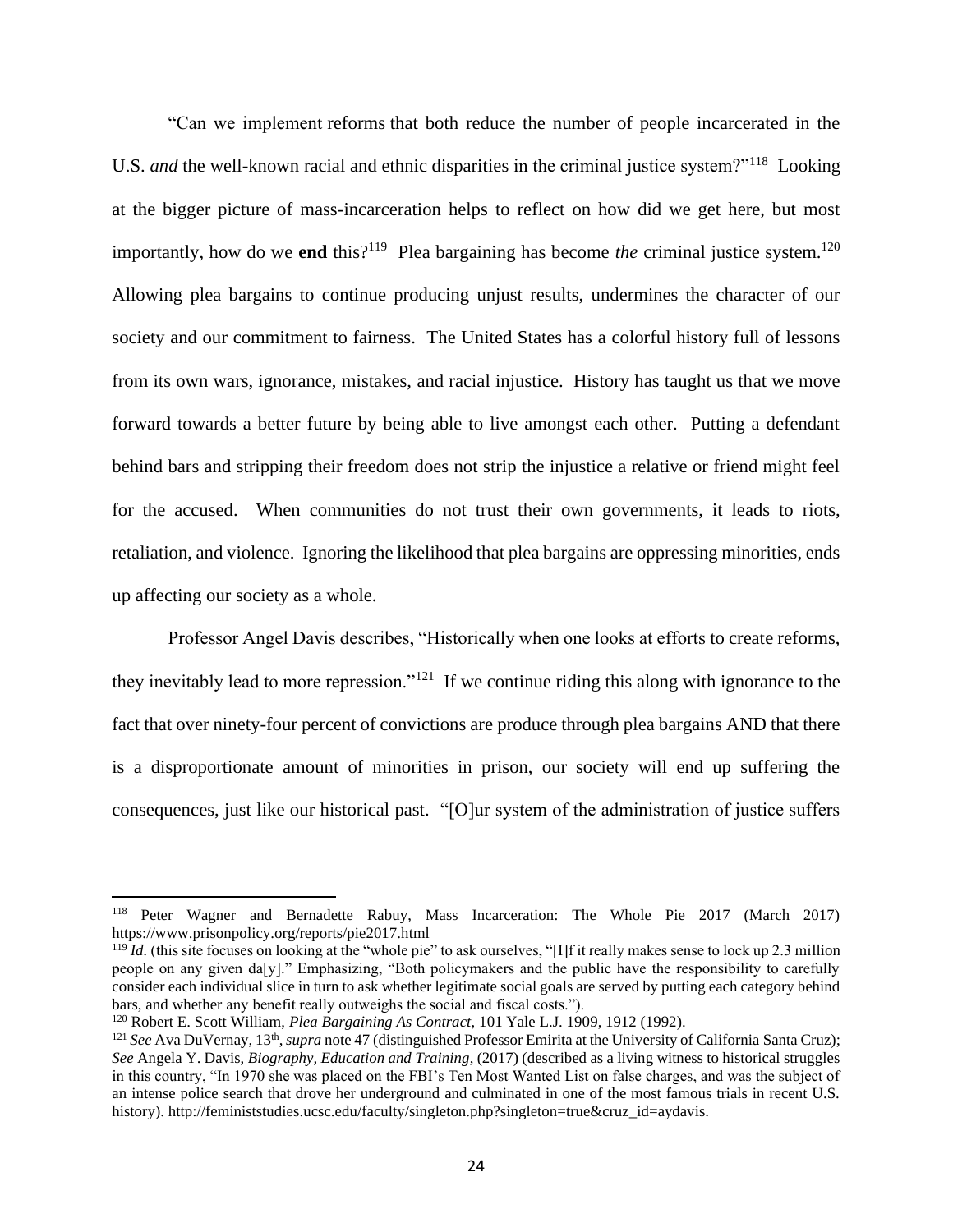"Can we implement reforms that both reduce the number of people incarcerated in the U.S. *and* the well-known racial and ethnic disparities in the criminal justice system?"[118] Looking at the bigger picture of mass-incarceration helps to reflect on how did we get here, but most importantly, how do we **end** this?[119] Plea bargaining has become *the* criminal justice system.[120] Allowing plea bargains to continue producing unjust results, undermines the character of our society and our commitment to fairness. The United States has a colorful history full of lessons from its own wars, ignorance, mistakes, and racial injustice. History has taught us that we move forward towards a better future by being able to live amongst each other. Putting a defendant behind bars and stripping their freedom does not strip the injustice a relative or friend might feel for the accused. When communities do not trust their own governments, it leads to riots, retaliation, and violence. Ignoring the likelihood that plea bargains are oppressing minorities, ends up affecting our society as a whole.

Professor Angel Davis describes, "Historically when one looks at efforts to create reforms, they inevitably lead to more repression."[121] If we continue riding this along with ignorance to the fact that over ninety-four percent of convictions are produce through plea bargains AND that there is a disproportionate amount of minorities in prison, our society will end up suffering the consequences, just like our historical past. "[O]ur system of the administration of justice suffers

---

[118] Peter Wagner and Bernadette Rabuy, Mass Incarceration: The Whole Pie 2017 (March 2017) https://www.prisonpolicy.org/reports/pie2017.html

[119] *Id.* (this site focuses on looking at the "whole pie" to ask ourselves, "[I]f it really makes sense to lock up 2.3 million people on any given da[y]." Emphasizing, "Both policymakers and the public have the responsibility to carefully consider each individual slice in turn to ask whether legitimate social goals are served by putting each category behind bars, and whether any benefit really outweighs the social and fiscal costs.").

[120] Robert E. Scott William, *Plea Bargaining As Contract*, 101 Yale L.J. 1909, 1912 (1992).

[121] *See* Ava DuVernay, 13th, *supra* note 47 (distinguished Professor Emirita at the University of California Santa Cruz); *See* Angela Y. Davis, *Biography, Education and Training*, (2017) (described as a living witness to historical struggles in this country, "In 1970 she was placed on the FBI's Ten Most Wanted List on false charges, and was the subject of an intense police search that drove her underground and culminated in one of the most famous trials in recent U.S. history). http://feministstudies.ucsc.edu/faculty/singleton.php?singleton=true&cruz_id=aydavis.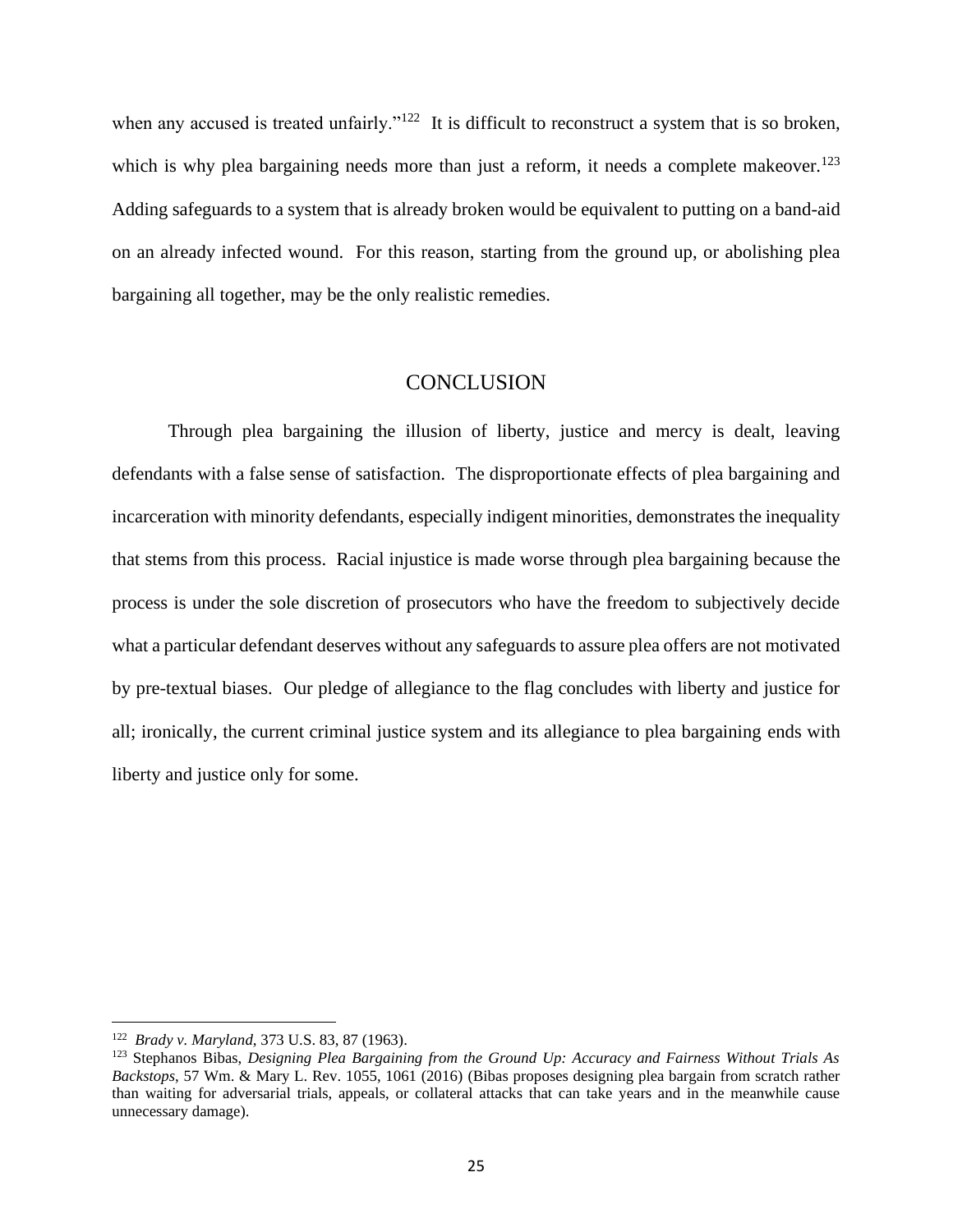when any accused is treated unfairly."[122] It is difficult to reconstruct a system that is so broken, which is why plea bargaining needs more than just a reform, it needs a complete makeover.[123] Adding safeguards to a system that is already broken would be equivalent to putting on a band-aid on an already infected wound. For this reason, starting from the ground up, or abolishing plea bargaining all together, may be the only realistic remedies.

## CONCLUSION

Through plea bargaining the illusion of liberty, justice and mercy is dealt, leaving defendants with a false sense of satisfaction. The disproportionate effects of plea bargaining and incarceration with minority defendants, especially indigent minorities, demonstrates the inequality that stems from this process. Racial injustice is made worse through plea bargaining because the process is under the sole discretion of prosecutors who have the freedom to subjectively decide what a particular defendant deserves without any safeguards to assure plea offers are not motivated by pre-textual biases. Our pledge of allegiance to the flag concludes with liberty and justice for all; ironically, the current criminal justice system and its allegiance to plea bargaining ends with liberty and justice only for some.

---

[122] *Brady v. Maryland*, 373 U.S. 83, 87 (1963).

[123] Stephanos Bibas, *Designing Plea Bargaining from the Ground Up: Accuracy and Fairness Without Trials As Backstops*, 57 Wm. & Mary L. Rev. 1055, 1061 (2016) (Bibas proposes designing plea bargain from scratch rather than waiting for adversarial trials, appeals, or collateral attacks that can take years and in the meanwhile cause unnecessary damage).